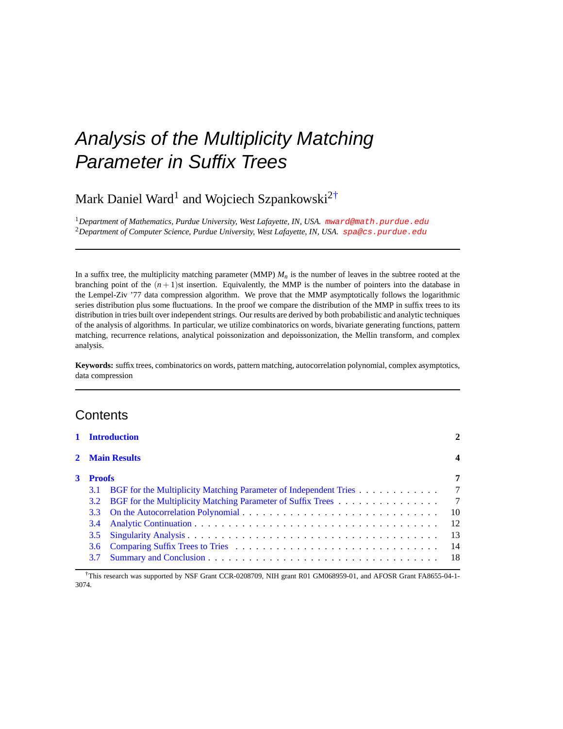# *Analysis of the Multiplicity Matching Parameter in Suffix Trees*

Mark Daniel Ward[1] and Wojciech Szpankowski[2†]

[1]*Department of Mathematics, Purdue University, West Lafayette, IN, USA.* mward@math.purdue.edu
[2]*Department of Computer Science, Purdue University, West Lafayette, IN, USA.* spa@cs.purdue.edu

---

In a suffix tree, the multiplicity matching parameter (MMP) $M_n$ is the number of leaves in the subtree rooted at the branching point of the $(n+1)$st insertion. Equivalently, the MMP is the number of pointers into the database in the Lempel-Ziv '77 data compression algorithm. We prove that the MMP asymptotically follows the logarithmic series distribution plus some fluctuations. In the proof we compare the distribution of the MMP in suffix trees to its distribution in tries built over independent strings. Our results are derived by both probabilistic and analytic techniques of the analysis of algorithms. In particular, we utilize combinatorics on words, bivariate generating functions, pattern matching, recurrence relations, analytical poissonization and depoissonization, the Mellin transform, and complex analysis.

**Keywords:** suffix trees, combinatorics on words, pattern matching, autocorrelation polynomial, complex asymptotics, data compression

---

## Contents

**1 Introduction** — **2**

**2 Main Results** — **4**

**3 Proofs** — **7**

- 3.1 BGF for the Multiplicity Matching Parameter of Independent Tries — 7
- 3.2 BGF for the Multiplicity Matching Parameter of Suffix Trees — 7
- 3.3 On the Autocorrelation Polynomial — 10
- 3.4 Analytic Continuation — 12
- 3.5 Singularity Analysis — 13
- 3.6 Comparing Suffix Trees to Tries — 14
- 3.7 Summary and Conclusion — 18

---

†This research was supported by NSF Grant CCR-0208709, NIH grant R01 GM068959-01, and AFOSR Grant FA8655-04-1-3074.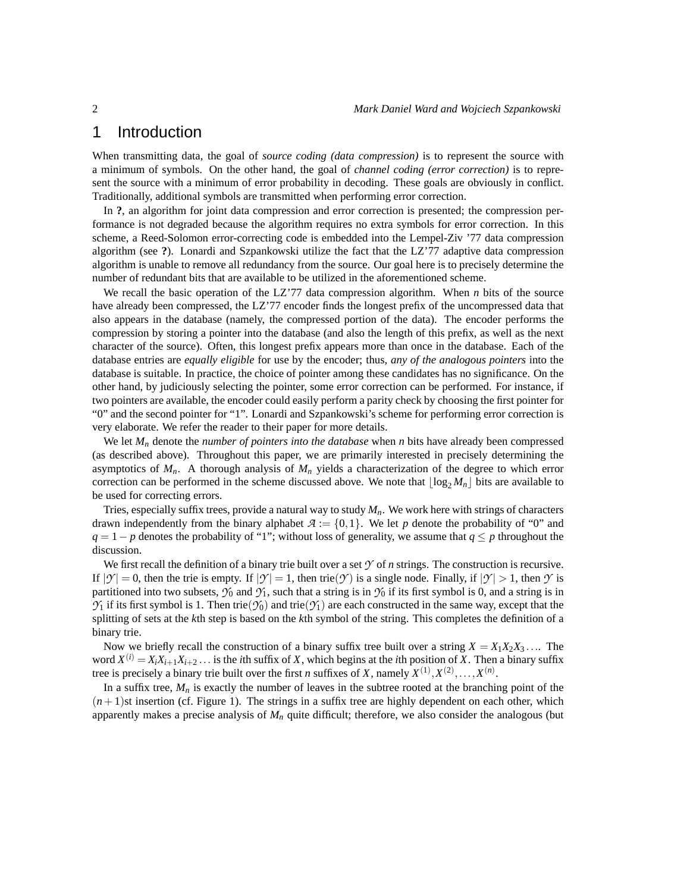# 1 Introduction

When transmitting data, the goal of *source coding (data compression)* is to represent the source with a minimum of symbols. On the other hand, the goal of *channel coding (error correction)* is to represent the source with a minimum of error probability in decoding. These goals are obviously in conflict. Traditionally, additional symbols are transmitted when performing error correction.

In **?**, an algorithm for joint data compression and error correction is presented; the compression performance is not degraded because the algorithm requires no extra symbols for error correction. In this scheme, a Reed-Solomon error-correcting code is embedded into the Lempel-Ziv '77 data compression algorithm (see **?**). Lonardi and Szpankowski utilize the fact that the LZ'77 adaptive data compression algorithm is unable to remove all redundancy from the source. Our goal here is to precisely determine the number of redundant bits that are available to be utilized in the aforementioned scheme.

We recall the basic operation of the LZ'77 data compression algorithm. When $n$ bits of the source have already been compressed, the LZ'77 encoder finds the longest prefix of the uncompressed data that also appears in the database (namely, the compressed portion of the data). The encoder performs the compression by storing a pointer into the database (and also the length of this prefix, as well as the next character of the source). Often, this longest prefix appears more than once in the database. Each of the database entries are *equally eligible* for use by the encoder; thus, *any of the analogous pointers* into the database is suitable. In practice, the choice of pointer among these candidates has no significance. On the other hand, by judiciously selecting the pointer, some error correction can be performed. For instance, if two pointers are available, the encoder could easily perform a parity check by choosing the first pointer for "0" and the second pointer for "1". Lonardi and Szpankowski's scheme for performing error correction is very elaborate. We refer the reader to their paper for more details.

We let $M_n$ denote the *number of pointers into the database* when $n$ bits have already been compressed (as described above). Throughout this paper, we are primarily interested in precisely determining the asymptotics of $M_n$. A thorough analysis of $M_n$ yields a characterization of the degree to which error correction can be performed in the scheme discussed above. We note that $\lfloor \log_2 M_n \rfloor$ bits are available to be used for correcting errors.

Tries, especially suffix trees, provide a natural way to study $M_n$. We work here with strings of characters drawn independently from the binary alphabet $\mathcal{A} := \{0,1\}$. We let $p$ denote the probability of "0" and $q = 1-p$ denotes the probability of "1"; without loss of generality, we assume that $q \le p$ throughout the discussion.

We first recall the definition of a binary trie built over a set $\mathcal{Y}$ of $n$ strings. The construction is recursive. If $|\mathcal{Y}| = 0$, then the trie is empty. If $|\mathcal{Y}| = 1$, then trie$(\mathcal{Y})$ is a single node. Finally, if $|\mathcal{Y}| > 1$, then $\mathcal{Y}$ is partitioned into two subsets, $\mathcal{Y}_0$ and $\mathcal{Y}_1$, such that a string is in $\mathcal{Y}_0$ if its first symbol is 0, and a string is in $\mathcal{Y}_1$ if its first symbol is 1. Then trie$(\mathcal{Y}_0)$ and trie$(\mathcal{Y}_1)$ are each constructed in the same way, except that the splitting of sets at the $k$th step is based on the $k$th symbol of the string. This completes the definition of a binary trie.

Now we briefly recall the construction of a binary suffix tree built over a string $X = X_1X_2X_3\ldots$. The word $X^{(i)} = X_iX_{i+1}X_{i+2}\ldots$ is the $i$th suffix of $X$, which begins at the $i$th position of $X$. Then a binary suffix tree is precisely a binary trie built over the first $n$ suffixes of $X$, namely $X^{(1)}, X^{(2)}, \ldots, X^{(n)}$.

In a suffix tree, $M_n$ is exactly the number of leaves in the subtree rooted at the branching point of the $(n+1)$st insertion (cf. Figure 1). The strings in a suffix tree are highly dependent on each other, which apparently makes a precise analysis of $M_n$ quite difficult; therefore, we also consider the analogous (but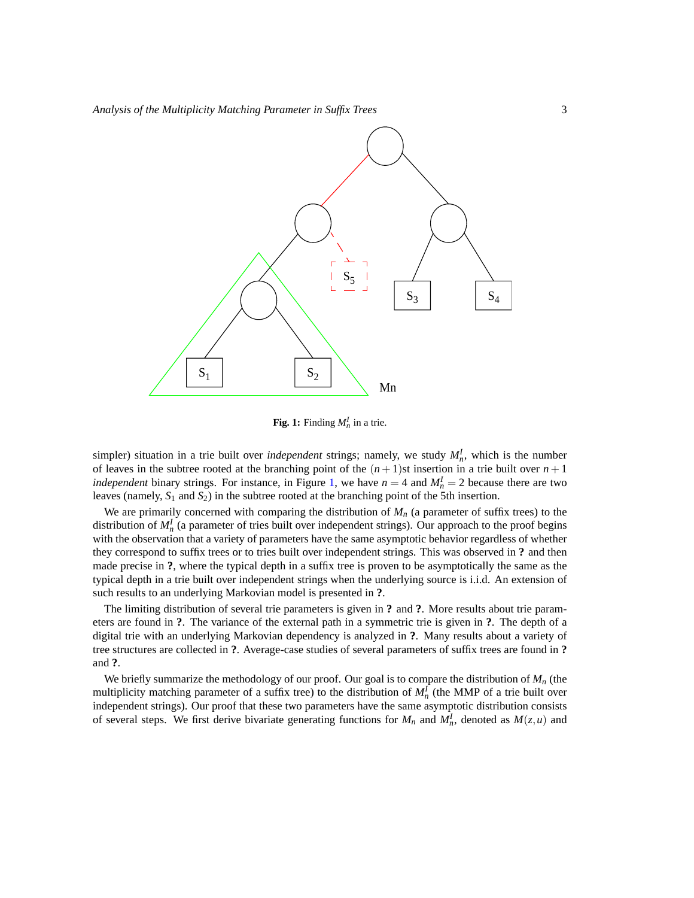**Fig. 1:** Finding $M_n^I$ in a trie.

simpler) situation in a trie built over *independent* strings; namely, we study $M_n^I$, which is the number of leaves in the subtree rooted at the branching point of the $(n+1)$st insertion in a trie built over $n+1$ *independent* binary strings. For instance, in Figure 1, we have $n=4$ and $M_n^I = 2$ because there are two leaves (namely, $S_1$ and $S_2$) in the subtree rooted at the branching point of the 5th insertion.

We are primarily concerned with comparing the distribution of $M_n$ (a parameter of suffix trees) to the distribution of $M_n^I$ (a parameter of tries built over independent strings). Our approach to the proof begins with the observation that a variety of parameters have the same asymptotic behavior regardless of whether they correspond to suffix trees or to tries built over independent strings. This was observed in **?** and then made precise in **?**, where the typical depth in a suffix tree is proven to be asymptotically the same as the typical depth in a trie built over independent strings when the underlying source is i.i.d. An extension of such results to an underlying Markovian model is presented in **?**.

The limiting distribution of several trie parameters is given in **?** and **?**. More results about trie parameters are found in **?**. The variance of the external path in a symmetric trie is given in **?**. The depth of a digital trie with an underlying Markovian dependency is analyzed in **?**. Many results about a variety of tree structures are collected in **?**. Average-case studies of several parameters of suffix trees are found in **?** and **?**.

We briefly summarize the methodology of our proof. Our goal is to compare the distribution of $M_n$ (the multiplicity matching parameter of a suffix tree) to the distribution of $M_n^I$ (the MMP of a trie built over independent strings). Our proof that these two parameters have the same asymptotic distribution consists of several steps. We first derive bivariate generating functions for $M_n$ and $M_n^I$, denoted as $M(z,u)$ and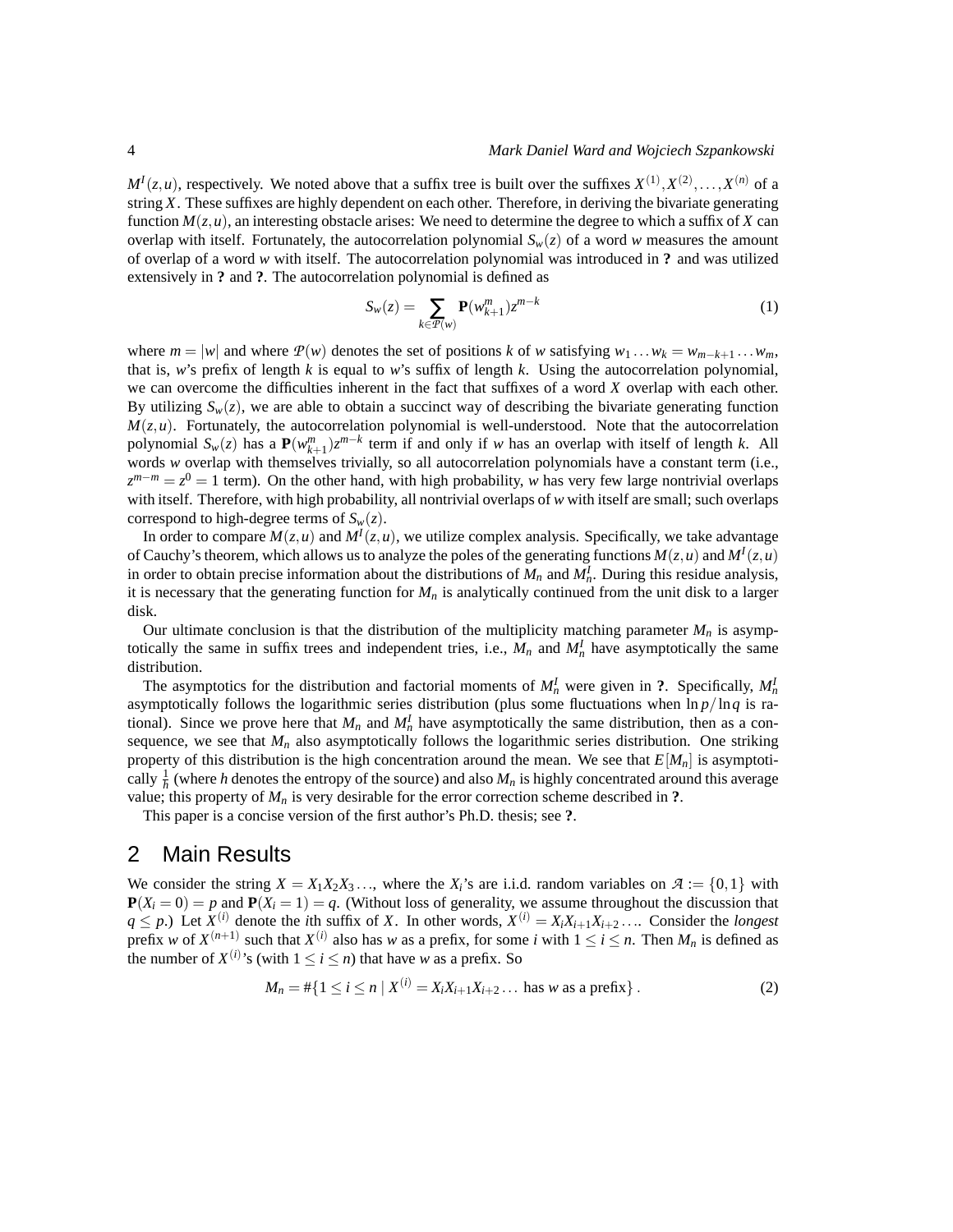$M^I(z,u)$, respectively. We noted above that a suffix tree is built over the suffixes $X^{(1)}, X^{(2)}, \ldots, X^{(n)}$ of a string $X$. These suffixes are highly dependent on each other. Therefore, in deriving the bivariate generating function $M(z,u)$, an interesting obstacle arises: We need to determine the degree to which a suffix of $X$ can overlap with itself. Fortunately, the autocorrelation polynomial $S_w(z)$ of a word $w$ measures the amount of overlap of a word $w$ with itself. The autocorrelation polynomial was introduced in **?** and was utilized extensively in **?** and **?**. The autocorrelation polynomial is defined as

$$S_w(z) = \sum_{k \in \mathcal{P}(w)} \mathbf{P}(w_{k+1}^m) z^{m-k} \tag{1}$$

where $m = |w|$ and where $\mathcal{P}(w)$ denotes the set of positions $k$ of $w$ satisfying $w_1 \ldots w_k = w_{m-k+1} \ldots w_m$, that is, $w$'s prefix of length $k$ is equal to $w$'s suffix of length $k$. Using the autocorrelation polynomial, we can overcome the difficulties inherent in the fact that suffixes of a word $X$ overlap with each other. By utilizing $S_w(z)$, we are able to obtain a succinct way of describing the bivariate generating function $M(z,u)$. Fortunately, the autocorrelation polynomial is well-understood. Note that the autocorrelation polynomial $S_w(z)$ has a $\mathbf{P}(w_{k+1}^m) z^{m-k}$ term if and only if $w$ has an overlap with itself of length $k$. All words $w$ overlap with themselves trivially, so all autocorrelation polynomials have a constant term (i.e., $z^{m-m} = z^0 = 1$ term). On the other hand, with high probability, $w$ has very few large nontrivial overlaps with itself. Therefore, with high probability, all nontrivial overlaps of $w$ with itself are small; such overlaps correspond to high-degree terms of $S_w(z)$.

In order to compare $M(z,u)$ and $M^I(z,u)$, we utilize complex analysis. Specifically, we take advantage of Cauchy's theorem, which allows us to analyze the poles of the generating functions $M(z,u)$ and $M^I(z,u)$ in order to obtain precise information about the distributions of $M_n$ and $M_n^I$. During this residue analysis, it is necessary that the generating function for $M_n$ is analytically continued from the unit disk to a larger disk.

Our ultimate conclusion is that the distribution of the multiplicity matching parameter $M_n$ is asymptotically the same in suffix trees and independent tries, i.e., $M_n$ and $M_n^I$ have asymptotically the same distribution.

The asymptotics for the distribution and factorial moments of $M_n^I$ were given in **?**. Specifically, $M_n^I$ asymptotically follows the logarithmic series distribution (plus some fluctuations when $\ln p / \ln q$ is rational). Since we prove here that $M_n$ and $M_n^I$ have asymptotically the same distribution, then as a consequence, we see that $M_n$ also asymptotically follows the logarithmic series distribution. One striking property of this distribution is the high concentration around the mean. We see that $E[M_n]$ is asymptotically $\frac{1}{h}$ (where $h$ denotes the entropy of the source) and also $M_n$ is highly concentrated around this average value; this property of $M_n$ is very desirable for the error correction scheme described in **?**.

This paper is a concise version of the first author's Ph.D. thesis; see **?**.

## 2 Main Results

We consider the string $X = X_1 X_2 X_3 \ldots$, where the $X_i$'s are i.i.d. random variables on $\mathcal{A} := \{0,1\}$ with $\mathbf{P}(X_i = 0) = p$ and $\mathbf{P}(X_i = 1) = q$. (Without loss of generality, we assume throughout the discussion that $q \leq p$.) Let $X^{(i)}$ denote the $i$th suffix of $X$. In other words, $X^{(i)} = X_i X_{i+1} X_{i+2} \ldots$. Consider the *longest* prefix $w$ of $X^{(n+1)}$ such that $X^{(i)}$ also has $w$ as a prefix, for some $i$ with $1 \leq i \leq n$. Then $M_n$ is defined as the number of $X^{(i)}$'s (with $1 \leq i \leq n$) that have $w$ as a prefix. So

$$M_n = \#\{1 \leq i \leq n \mid X^{(i)} = X_i X_{i+1} X_{i+2} \ldots \text{ has } w \text{ as a prefix}\}. \tag{2}$$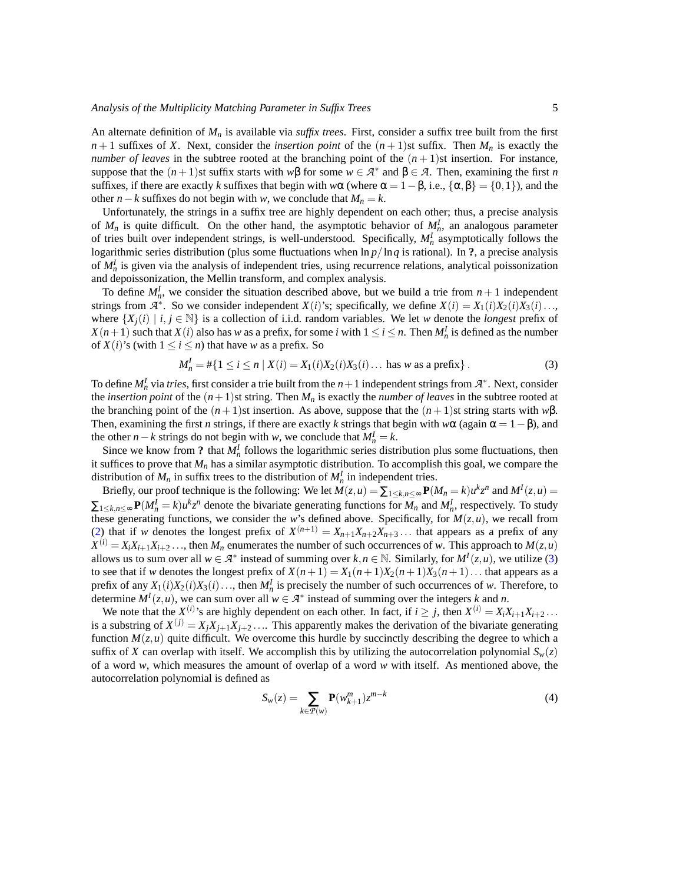An alternate definition of $M_n$ is available via *suffix trees*. First, consider a suffix tree built from the first $n+1$ suffixes of $X$. Next, consider the *insertion point* of the $(n+1)$st suffix. Then $M_n$ is exactly the *number of leaves* in the subtree rooted at the branching point of the $(n+1)$st insertion. For instance, suppose that the $(n+1)$st suffix starts with $w\beta$ for some $w \in \mathcal{A}^*$ and $\beta \in \mathcal{A}$. Then, examining the first $n$ suffixes, if there are exactly $k$ suffixes that begin with $w\alpha$ (where $\alpha = 1-\beta$, i.e., $\{\alpha, \beta\} = \{0,1\}$), and the other $n-k$ suffixes do not begin with $w$, we conclude that $M_n = k$.

Unfortunately, the strings in a suffix tree are highly dependent on each other; thus, a precise analysis of $M_n$ is quite difficult. On the other hand, the asymptotic behavior of $M_n^I$, an analogous parameter of tries built over independent strings, is well-understood. Specifically, $M_n^I$ asymptotically follows the logarithmic series distribution (plus some fluctuations when $\ln p / \ln q$ is rational). In **?**, a precise analysis of $M_n^I$ is given via the analysis of independent tries, using recurrence relations, analytical poissonization and depoissonization, the Mellin transform, and complex analysis.

To define $M_n^I$, we consider the situation described above, but we build a trie from $n+1$ independent strings from $\mathcal{A}^*$. So we consider independent $X(i)$'s; specifically, we define $X(i) = X_1(i)X_2(i)X_3(i)\ldots$, where $\{X_j(i) \mid i,j \in \mathbb{N}\}$ is a collection of i.i.d. random variables. We let $w$ denote the *longest* prefix of $X(n+1)$ such that $X(i)$ also has $w$ as a prefix, for some $i$ with $1 \le i \le n$. Then $M_n^I$ is defined as the number of $X(i)$'s (with $1 \le i \le n$) that have $w$ as a prefix. So

$$M_n^I = \#\{1 \le i \le n \mid X(i) = X_1(i)X_2(i)X_3(i)\ldots \text{ has } w \text{ as a prefix}\}\,. \tag{3}$$

To define $M_n^I$ via *tries*, first consider a trie built from the $n+1$ independent strings from $\mathcal{A}^*$. Next, consider the *insertion point* of the $(n+1)$st string. Then $M_n$ is exactly the *number of leaves* in the subtree rooted at the branching point of the $(n+1)$st insertion. As above, suppose that the $(n+1)$st string starts with $w\beta$. Then, examining the first $n$ strings, if there are exactly $k$ strings that begin with $w\alpha$ (again $\alpha = 1-\beta$), and the other $n-k$ strings do not begin with $w$, we conclude that $M_n^I = k$.

Since we know from **?** that $M_n^I$ follows the logarithmic series distribution plus some fluctuations, then it suffices to prove that $M_n$ has a similar asymptotic distribution. To accomplish this goal, we compare the distribution of $M_n$ in suffix trees to the distribution of $M_n^I$ in independent tries.

Briefly, our proof technique is the following: We let $M(z,u) = \sum_{1\le k,n\le\infty} \mathbf{P}(M_n = k)u^k z^n$ and $M^I(z,u) = \sum_{1\le k,n\le\infty} \mathbf{P}(M_n^I = k)u^k z^n$ denote the bivariate generating functions for $M_n$ and $M_n^I$, respectively. To study these generating functions, we consider the $w$'s defined above. Specifically, for $M(z,u)$, we recall from (2) that if $w$ denotes the longest prefix of $X^{(n+1)} = X_{n+1}X_{n+2}X_{n+3}\ldots$ that appears as a prefix of any $X^{(i)} = X_iX_{i+1}X_{i+2}\ldots$, then $M_n$ enumerates the number of such occurrences of $w$. This approach to $M(z,u)$ allows us to sum over all $w \in \mathcal{A}^*$ instead of summing over $k,n \in \mathbb{N}$. Similarly, for $M^I(z,u)$, we utilize (3) to see that if $w$ denotes the longest prefix of $X(n+1) = X_1(n+1)X_2(n+1)X_3(n+1)\ldots$ that appears as a prefix of any $X_1(i)X_2(i)X_3(i)\ldots$, then $M_n^I$ is precisely the number of such occurrences of $w$. Therefore, to determine $M^I(z,u)$, we can sum over all $w \in \mathcal{A}^*$ instead of summing over the integers $k$ and $n$.

We note that the $X^{(i)}$'s are highly dependent on each other. In fact, if $i \ge j$, then $X^{(i)} = X_iX_{i+1}X_{i+2}\ldots$ is a substring of $X^{(j)} = X_jX_{j+1}X_{j+2}\ldots$. This apparently makes the derivation of the bivariate generating function $M(z,u)$ quite difficult. We overcome this hurdle by succinctly describing the degree to which a suffix of $X$ can overlap with itself. We accomplish this by utilizing the autocorrelation polynomial $S_w(z)$ of a word $w$, which measures the amount of overlap of a word $w$ with itself. As mentioned above, the autocorrelation polynomial is defined as

$$S_w(z) = \sum_{k\in\mathcal{P}(w)} \mathbf{P}(w_{k+1}^m)z^{m-k} \tag{4}$$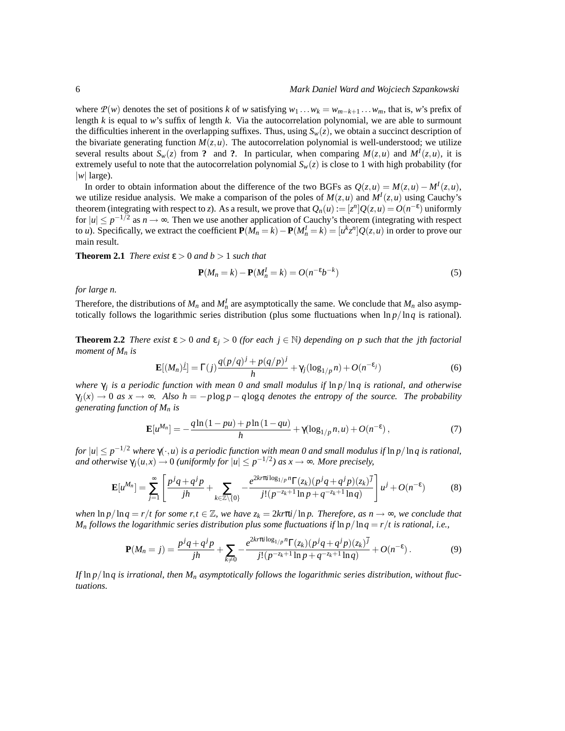where $\mathcal{P}(w)$ denotes the set of positions $k$ of $w$ satisfying $w_1 \dots w_k = w_{m-k+1} \dots w_m$, that is, $w$'s prefix of length $k$ is equal to $w$'s suffix of length $k$. Via the autocorrelation polynomial, we are able to surmount the difficulties inherent in the overlapping suffixes. Thus, using $S_w(z)$, we obtain a succinct description of the bivariate generating function $M(z,u)$. The autocorrelation polynomial is well-understood; we utilize several results about $S_w(z)$ from **?** and **?**. In particular, when comparing $M(z,u)$ and $M^I(z,u)$, it is extremely useful to note that the autocorrelation polynomial $S_w(z)$ is close to 1 with high probability (for $|w|$ large).

In order to obtain information about the difference of the two BGFs as $Q(z,u) = M(z,u) - M^I(z,u)$, we utilize residue analysis. We make a comparison of the poles of $M(z,u)$ and $M^I(z,u)$ using Cauchy's theorem (integrating with respect to $z$). As a result, we prove that $Q_n(u) := [z^n]Q(z,u) = O(n^{-\varepsilon})$ uniformly for $|u| \le p^{-1/2}$ as $n \to \infty$. Then we use another application of Cauchy's theorem (integrating with respect to $u$). Specifically, we extract the coefficient $\mathbf{P}(M_n = k) - \mathbf{P}(M_n^I = k) = [u^k z^n]Q(z,u)$ in order to prove our main result.

**Theorem 2.1** *There exist* $\varepsilon > 0$ *and* $b > 1$ *such that*

$$\mathbf{P}(M_n = k) - \mathbf{P}(M_n^I = k) = O(n^{-\varepsilon} b^{-k}) \tag{5}$$

*for large n.*

Therefore, the distributions of $M_n$ and $M_n^I$ are asymptotically the same. We conclude that $M_n$ also asymptotically follows the logarithmic series distribution (plus some fluctuations when $\ln p / \ln q$ is rational).

**Theorem 2.2** *There exist* $\varepsilon > 0$ *and* $\varepsilon_j > 0$ *(for each* $j \in \mathbb{N}$*) depending on p such that the jth factorial moment of* $M_n$ *is*

$$\mathbf{E}[(M_n)^{\underline{j}}] = \Gamma(j) \frac{q(p/q)^j + p(q/p)^j}{h} + \gamma_j(\log_{1/p} n) + O(n^{-\varepsilon_j}) \tag{6}$$

*where* $\gamma_j$ *is a periodic function with mean 0 and small modulus if* $\ln p / \ln q$ *is rational, and otherwise* $\gamma_j(x) \to 0$ *as* $x \to \infty$*. Also* $h = -p \log p - q \log q$ *denotes the entropy of the source. The probability generating function of* $M_n$ *is*

$$\mathbf{E}[u^{M_n}] = -\frac{q \ln(1-pu) + p \ln(1-qu)}{h} + \gamma(\log_{1/p} n, u) + O(n^{-\varepsilon}), \tag{7}$$

*for* $|u| \le p^{-1/2}$ *where* $\gamma(\cdot, u)$ *is a periodic function with mean 0 and small modulus if* $\ln p / \ln q$ *is rational, and otherwise* $\gamma_j(u,x) \to 0$ *(uniformly for* $|u| \le p^{-1/2}$*) as* $x \to \infty$*. More precisely,*

$$\mathbf{E}[u^{M_n}] = \sum_{j=1}^{\infty} \left[ \frac{p^j q + q^j p}{jh} + \sum_{k \in \mathbb{Z} \setminus \{0\}} -\frac{e^{2kr\pi i \log_{1/p} n} \Gamma(z_k)(p^j q + q^j p)(z_k)^{\overline{j}}}{j!(p^{-z_k+1} \ln p + q^{-z_k+1} \ln q)} \right] u^j + O(n^{-\varepsilon}) \tag{8}$$

*when* $\ln p / \ln q = r/t$ *for some* $r,t \in \mathbb{Z}$*, we have* $z_k = 2kr\pi i / \ln p$*. Therefore, as* $n \to \infty$*, we conclude that* $M_n$ *follows the logarithmic series distribution plus some fluctuations if* $\ln p / \ln q = r/t$ *is rational, i.e.,*

$$\mathbf{P}(M_n = j) = \frac{p^j q + q^j p}{jh} + \sum_{k \neq 0} -\frac{e^{2kr\pi i \log_{1/p} n} \Gamma(z_k)(p^j q + q^j p)(z_k)^{\overline{j}}}{j!(p^{-z_k+1} \ln p + q^{-z_k+1} \ln q)} + O(n^{-\varepsilon}). \tag{9}$$

*If* $\ln p / \ln q$ *is irrational, then* $M_n$ *asymptotically follows the logarithmic series distribution, without fluctuations.*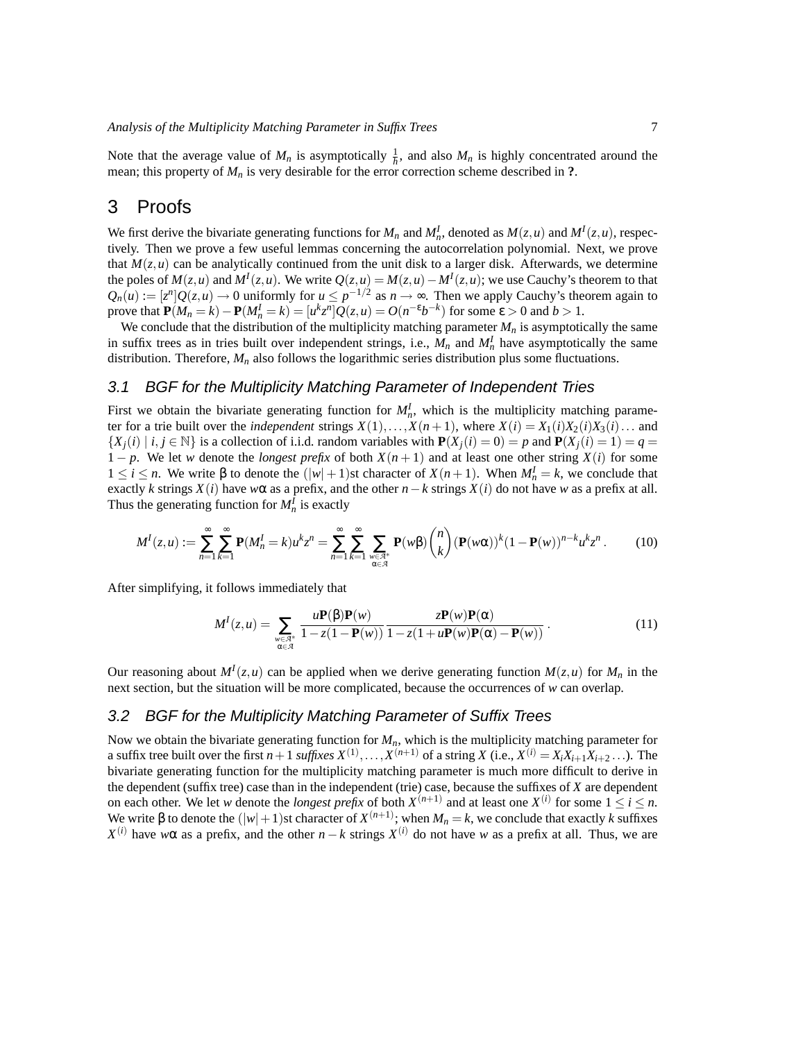Note that the average value of $M_n$ is asymptotically $\frac{1}{h}$, and also $M_n$ is highly concentrated around the mean; this property of $M_n$ is very desirable for the error correction scheme described in **?**.

## 3 Proofs

We first derive the bivariate generating functions for $M_n$ and $M_n^I$, denoted as $M(z,u)$ and $M^I(z,u)$, respectively. Then we prove a few useful lemmas concerning the autocorrelation polynomial. Next, we prove that $M(z,u)$ can be analytically continued from the unit disk to a larger disk. Afterwards, we determine the poles of $M(z,u)$ and $M^I(z,u)$. We write $Q(z,u) = M(z,u) - M^I(z,u)$; we use Cauchy's theorem to that $Q_n(u) := [z^n]Q(z,u) \to 0$ uniformly for $u \le p^{-1/2}$ as $n \to \infty$. Then we apply Cauchy's theorem again to prove that $\mathbf{P}(M_n = k) - \mathbf{P}(M_n^I = k) = [u^k z^n]Q(z,u) = O(n^{-\varepsilon} b^{-k})$ for some $\varepsilon > 0$ and $b > 1$.

We conclude that the distribution of the multiplicity matching parameter $M_n$ is asymptotically the same in suffix trees as in tries built over independent strings, i.e., $M_n$ and $M_n^I$ have asymptotically the same distribution. Therefore, $M_n$ also follows the logarithmic series distribution plus some fluctuations.

### 3.1 BGF for the Multiplicity Matching Parameter of Independent Tries

First we obtain the bivariate generating function for $M_n^I$, which is the multiplicity matching parameter for a trie built over the *independent* strings $X(1), \ldots, X(n+1)$, where $X(i) = X_1(i)X_2(i)X_3(i)\ldots$ and $\{X_j(i) \mid i, j \in \mathbb{N}\}$ is a collection of i.i.d. random variables with $\mathbf{P}(X_j(i) = 0) = p$ and $\mathbf{P}(X_j(i) = 1) = q = 1 - p$. We let $w$ denote the *longest prefix* of both $X(n+1)$ and at least one other string $X(i)$ for some $1 \le i \le n$. We write $\beta$ to denote the $(|w|+1)$st character of $X(n+1)$. When $M_n^I = k$, we conclude that exactly $k$ strings $X(i)$ have $w\alpha$ as a prefix, and the other $n-k$ strings $X(i)$ do not have $w$ as a prefix at all. Thus the generating function for $M_n^I$ is exactly

$$M^I(z,u) := \sum_{n=1}^{\infty}\sum_{k=1}^{\infty} \mathbf{P}(M_n^I = k)u^k z^n = \sum_{n=1}^{\infty}\sum_{k=1}^{\infty}\sum_{\substack{w\in\mathcal{A}^*\\ \alpha\in\mathcal{A}}} \mathbf{P}(w\beta)\binom{n}{k}(\mathbf{P}(w\alpha))^k(1-\mathbf{P}(w))^{n-k}u^k z^n\,. \tag{10}$$

After simplifying, it follows immediately that

$$M^I(z,u) = \sum_{\substack{w\in\mathcal{A}^*\\ \alpha\in\mathcal{A}}} \frac{u\mathbf{P}(\beta)\mathbf{P}(w)}{1 - z(1-\mathbf{P}(w))}\frac{z\mathbf{P}(w)\mathbf{P}(\alpha)}{1 - z(1 + u\mathbf{P}(w)\mathbf{P}(\alpha) - \mathbf{P}(w))}\,. \tag{11}$$

Our reasoning about $M^I(z,u)$ can be applied when we derive generating function $M(z,u)$ for $M_n$ in the next section, but the situation will be more complicated, because the occurrences of $w$ can overlap.

### 3.2 BGF for the Multiplicity Matching Parameter of Suffix Trees

Now we obtain the bivariate generating function for $M_n$, which is the multiplicity matching parameter for a suffix tree built over the first $n+1$ *suffixes* $X^{(1)}, \ldots, X^{(n+1)}$ of a string $X$ (i.e., $X^{(i)} = X_i X_{i+1} X_{i+2}\ldots$). The bivariate generating function for the multiplicity matching parameter is much more difficult to derive in the dependent (suffix tree) case than in the independent (trie) case, because the suffixes of $X$ are dependent on each other. We let $w$ denote the *longest prefix* of both $X^{(n+1)}$ and at least one $X^{(i)}$ for some $1 \le i \le n$. We write $\beta$ to denote the $(|w|+1)$st character of $X^{(n+1)}$; when $M_n = k$, we conclude that exactly $k$ suffixes $X^{(i)}$ have $w\alpha$ as a prefix, and the other $n-k$ strings $X^{(i)}$ do not have $w$ as a prefix at all. Thus, we are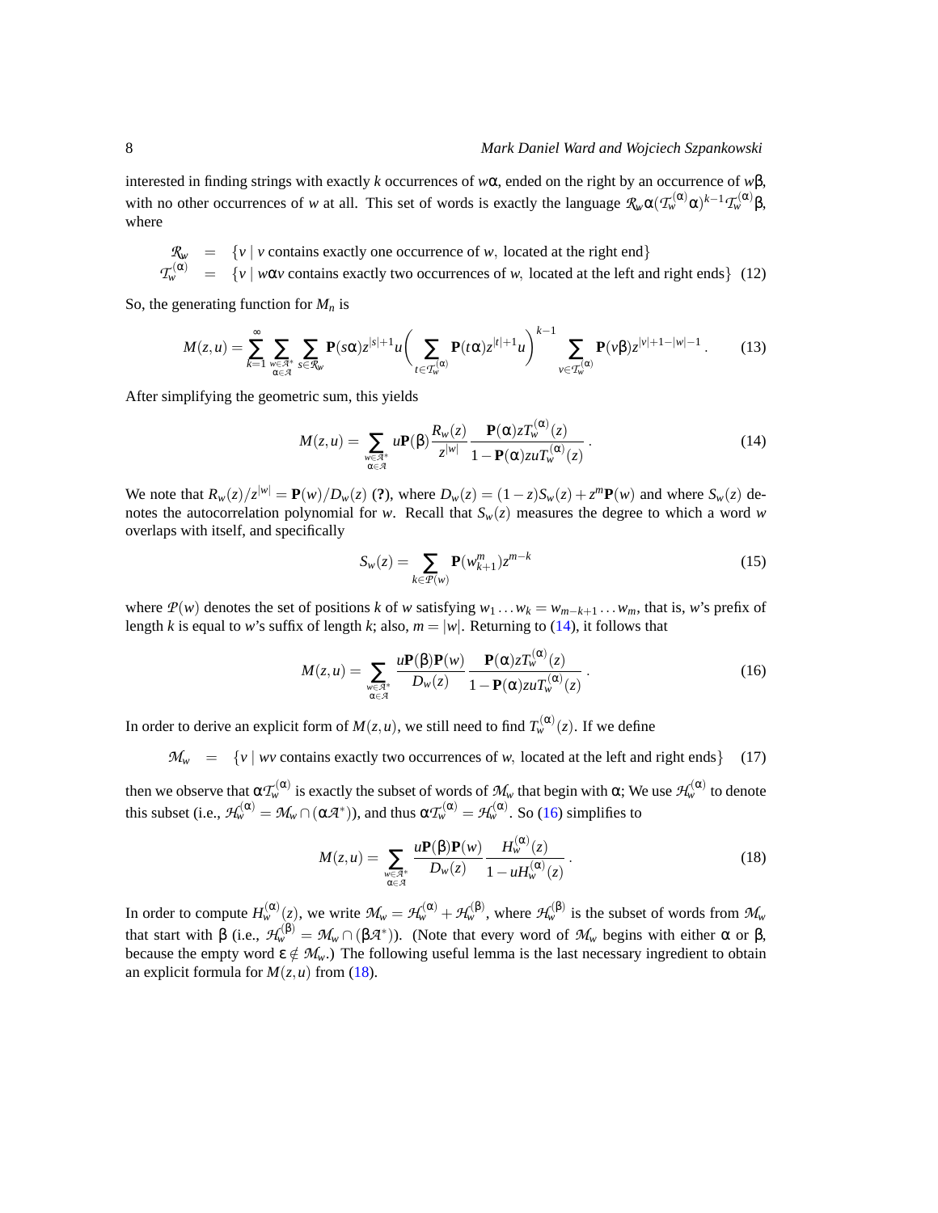interested in finding strings with exactly $k$ occurrences of $w\alpha$, ended on the right by an occurrence of $w\beta$, with no other occurrences of $w$ at all. This set of words is exactly the language $\mathcal{R}_w \alpha (\mathcal{T}_w^{(\alpha)} \alpha)^{k-1} \mathcal{T}_w^{(\alpha)} \beta$, where

$$
\begin{aligned}
\mathcal{R}_w &= \{v \mid v \text{ contains exactly one occurrence of } w, \text{ located at the right end}\} \\
\mathcal{T}_w^{(\alpha)} &= \{v \mid w\alpha v \text{ contains exactly two occurrences of } w, \text{ located at the left and right ends}\} \quad (12)
\end{aligned}
$$

So, the generating function for $M_n$ is

$$
M(z,u) = \sum_{k=1}^{\infty} \sum_{\substack{w \in \mathcal{A}^* \\ \alpha \in \mathcal{A}}} \sum_{s \in \mathcal{R}_w} \mathbf{P}(s\alpha) z^{|s|+1} u \left( \sum_{t \in \mathcal{T}_w^{(\alpha)}} \mathbf{P}(t\alpha) z^{|t|+1} u \right)^{k-1} \sum_{v \in \mathcal{T}_w^{(\alpha)}} \mathbf{P}(v\beta) z^{|v|+1-|w|-1}. \tag{13}
$$

After simplifying the geometric sum, this yields

$$
M(z,u) = \sum_{\substack{w \in \mathcal{A}^* \\ \alpha \in \mathcal{A}}} u \mathbf{P}(\beta) \frac{R_w(z)}{z^{|w|}} \frac{\mathbf{P}(\alpha) z T_w^{(\alpha)}(z)}{1 - \mathbf{P}(\alpha) z u T_w^{(\alpha)}(z)}. \tag{14}
$$

We note that $R_w(z)/z^{|w|} = \mathbf{P}(w)/D_w(z)$ (**?**), where $D_w(z) = (1-z)S_w(z) + z^m \mathbf{P}(w)$ and where $S_w(z)$ denotes the autocorrelation polynomial for $w$. Recall that $S_w(z)$ measures the degree to which a word $w$ overlaps with itself, and specifically

$$
S_w(z) = \sum_{k \in \mathcal{P}(w)} \mathbf{P}(w_{k+1}^m) z^{m-k} \tag{15}
$$

where $\mathcal{P}(w)$ denotes the set of positions $k$ of $w$ satisfying $w_1 \dots w_k = w_{m-k+1} \dots w_m$, that is, $w$'s prefix of length $k$ is equal to $w$'s suffix of length $k$; also, $m = |w|$. Returning to (14), it follows that

$$
M(z,u) = \sum_{\substack{w \in \mathcal{A}^* \\ \alpha \in \mathcal{A}}} \frac{u \mathbf{P}(\beta) \mathbf{P}(w)}{D_w(z)} \frac{\mathbf{P}(\alpha) z T_w^{(\alpha)}(z)}{1 - \mathbf{P}(\alpha) z u T_w^{(\alpha)}(z)}. \tag{16}
$$

In order to derive an explicit form of $M(z,u)$, we still need to find $T_w^{(\alpha)}(z)$. If we define

$$
\mathcal{M}_w = \{v \mid wv \text{ contains exactly two occurrences of } w, \text{ located at the left and right ends}\} \tag{17}
$$

then we observe that $\alpha \mathcal{T}_w^{(\alpha)}$ is exactly the subset of words of $\mathcal{M}_w$ that begin with $\alpha$; We use $\mathcal{H}_w^{(\alpha)}$ to denote this subset (i.e., $\mathcal{H}_w^{(\alpha)} = \mathcal{M}_w \cap (\alpha \mathcal{A}^*)$), and thus $\alpha \mathcal{T}_w^{(\alpha)} = \mathcal{H}_w^{(\alpha)}$. So (16) simplifies to

$$
M(z,u) = \sum_{\substack{w \in \mathcal{A}^* \\ \alpha \in \mathcal{A}}} \frac{u \mathbf{P}(\beta) \mathbf{P}(w)}{D_w(z)} \frac{H_w^{(\alpha)}(z)}{1 - u H_w^{(\alpha)}(z)}. \tag{18}
$$

In order to compute $H_w^{(\alpha)}(z)$, we write $\mathcal{M}_w = \mathcal{H}_w^{(\alpha)} + \mathcal{H}_w^{(\beta)}$, where $\mathcal{H}_w^{(\beta)}$ is the subset of words from $\mathcal{M}_w$ that start with $\beta$ (i.e., $\mathcal{H}_w^{(\beta)} = \mathcal{M}_w \cap (\beta \mathcal{A}^*)$). (Note that every word of $\mathcal{M}_w$ begins with either $\alpha$ or $\beta$, because the empty word $\varepsilon \notin \mathcal{M}_w$.) The following useful lemma is the last necessary ingredient to obtain an explicit formula for $M(z,u)$ from (18).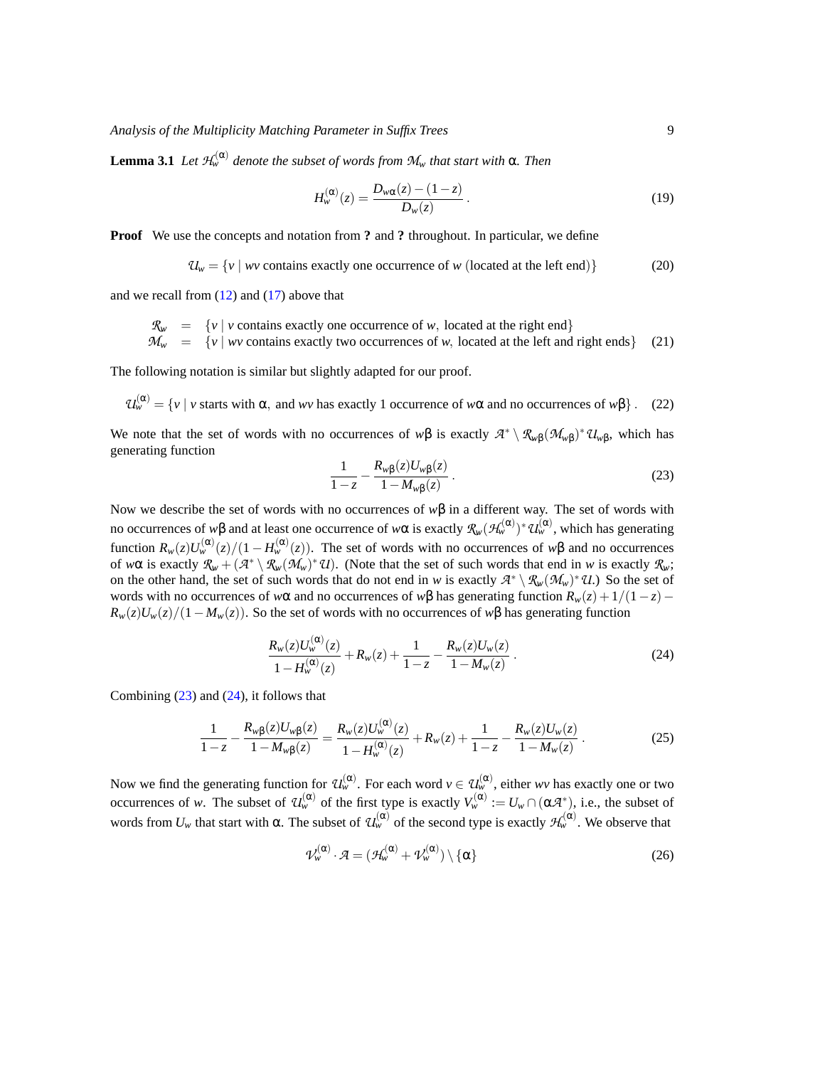**Lemma 3.1** *Let $\mathcal{H}_w^{(\alpha)}$ denote the subset of words from $\mathcal{M}_w$ that start with $\alpha$. Then*

$$H_w^{(\alpha)}(z) = \frac{D_{w\alpha}(z) - (1-z)}{D_w(z)}. \tag{19}$$

**Proof** We use the concepts and notation from **?** and **?** throughout. In particular, we define

$$\mathcal{U}_w = \{v \mid wv \text{ contains exactly one occurrence of } w \text{ (located at the left end)}\} \tag{20}$$

and we recall from (12) and (17) above that

$$\begin{aligned} \mathcal{R}_w &= \{v \mid v \text{ contains exactly one occurrence of } w, \text{ located at the right end}\} \\ \mathcal{M}_w &= \{v \mid wv \text{ contains exactly two occurrences of } w, \text{ located at the left and right ends}\} \end{aligned} \tag{21}$$

The following notation is similar but slightly adapted for our proof.

$$\mathcal{U}_w^{(\alpha)} = \{v \mid v \text{ starts with } \alpha, \text{ and } wv \text{ has exactly 1 occurrence of } w\alpha \text{ and no occurrences of } w\beta\}. \tag{22}$$

We note that the set of words with no occurrences of $w\beta$ is exactly $\mathcal{A}^* \setminus \mathcal{R}_{w\beta}(\mathcal{M}_{w\beta})^*\mathcal{U}_{w\beta}$, which has generating function

$$\frac{1}{1-z} - \frac{R_{w\beta}(z)U_{w\beta}(z)}{1-M_{w\beta}(z)}. \tag{23}$$

Now we describe the set of words with no occurrences of $w\beta$ in a different way. The set of words with no occurrences of $w\beta$ and at least one occurrence of $w\alpha$ is exactly $\mathcal{R}_w(\mathcal{H}_w^{(\alpha)})^*\mathcal{U}_w^{(\alpha)}$, which has generating function $R_w(z)U_w^{(\alpha)}(z)/(1-H_w^{(\alpha)}(z))$. The set of words with no occurrences of $w\beta$ and no occurrences of $w\alpha$ is exactly $\mathcal{R}_w + (\mathcal{A}^* \setminus \mathcal{R}_w(\mathcal{M}_w)^*\mathcal{U})$. (Note that the set of such words that end in $w$ is exactly $\mathcal{R}_w$; on the other hand, the set of such words that do not end in $w$ is exactly $\mathcal{A}^* \setminus \mathcal{R}_w(\mathcal{M}_w)^*\mathcal{U}$.) So the set of words with no occurrences of $w\alpha$ and no occurrences of $w\beta$ has generating function $R_w(z) + 1/(1-z) - R_w(z)U_w(z)/(1-M_w(z))$. So the set of words with no occurrences of $w\beta$ has generating function

$$\frac{R_w(z)U_w^{(\alpha)}(z)}{1-H_w^{(\alpha)}(z)} + R_w(z) + \frac{1}{1-z} - \frac{R_w(z)U_w(z)}{1-M_w(z)}. \tag{24}$$

Combining (23) and (24), it follows that

$$\frac{1}{1-z} - \frac{R_{w\beta}(z)U_{w\beta}(z)}{1-M_{w\beta}(z)} = \frac{R_w(z)U_w^{(\alpha)}(z)}{1-H_w^{(\alpha)}(z)} + R_w(z) + \frac{1}{1-z} - \frac{R_w(z)U_w(z)}{1-M_w(z)}. \tag{25}$$

Now we find the generating function for $\mathcal{U}_w^{(\alpha)}$. For each word $v \in \mathcal{U}_w^{(\alpha)}$, either $wv$ has exactly one or two occurrences of $w$. The subset of $\mathcal{U}_w^{(\alpha)}$ of the first type is exactly $V_w^{(\alpha)} := U_w \cap (\alpha\mathcal{A}^*)$, i.e., the subset of words from $U_w$ that start with $\alpha$. The subset of $\mathcal{U}_w^{(\alpha)}$ of the second type is exactly $\mathcal{H}_w^{(\alpha)}$. We observe that

$$\mathcal{V}_w^{(\alpha)} \cdot \mathcal{A} = (\mathcal{H}_w^{(\alpha)} + \mathcal{V}_w^{(\alpha)}) \setminus \{\alpha\} \tag{26}$$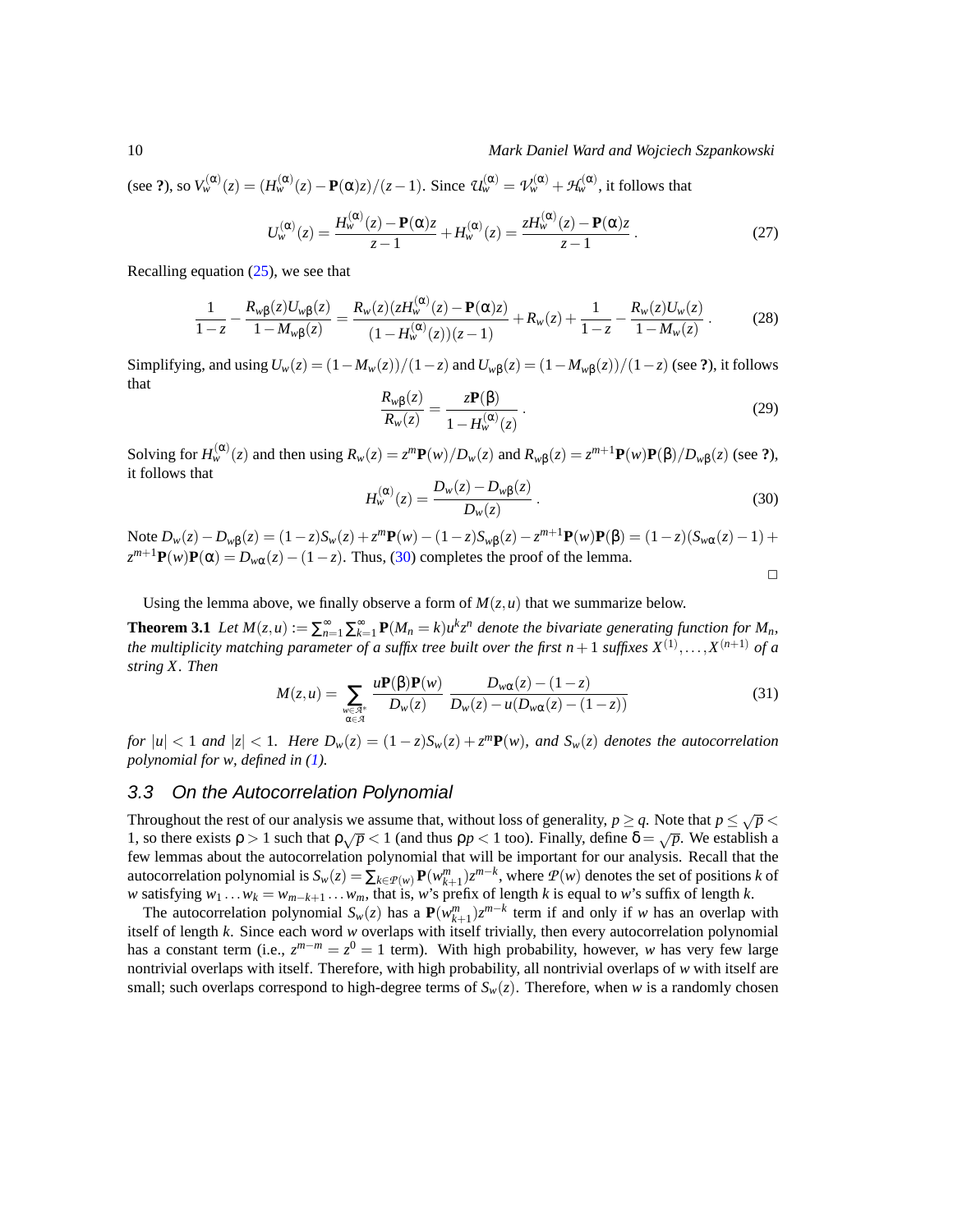(see **?**), so $V_w^{(\alpha)}(z) = (H_w^{(\alpha)}(z) - \mathbf{P}(\alpha)z)/(z-1)$. Since $\mathcal{U}_w^{(\alpha)} = \mathcal{V}_w^{(\alpha)} + \mathcal{H}_w^{(\alpha)}$, it follows that

$$U_w^{(\alpha)}(z) = \frac{H_w^{(\alpha)}(z) - \mathbf{P}(\alpha)z}{z-1} + H_w^{(\alpha)}(z) = \frac{zH_w^{(\alpha)}(z) - \mathbf{P}(\alpha)z}{z-1}\,. \tag{27}$$

Recalling equation (25), we see that

$$\frac{1}{1-z} - \frac{R_{w\beta}(z)U_{w\beta}(z)}{1-M_{w\beta}(z)} = \frac{R_w(z)(zH_w^{(\alpha)}(z) - \mathbf{P}(\alpha)z)}{(1-H_w^{(\alpha)}(z))(z-1)} + R_w(z) + \frac{1}{1-z} - \frac{R_w(z)U_w(z)}{1-M_w(z)}\,. \tag{28}$$

Simplifying, and using $U_w(z) = (1-M_w(z))/(1-z)$ and $U_{w\beta}(z) = (1-M_{w\beta}(z))/(1-z)$ (see **?**), it follows that

$$\frac{R_{w\beta}(z)}{R_w(z)} = \frac{z\mathbf{P}(\beta)}{1-H_w^{(\alpha)}(z)}\,. \tag{29}$$

Solving for $H_w^{(\alpha)}(z)$ and then using $R_w(z) = z^m\mathbf{P}(w)/D_w(z)$ and $R_{w\beta}(z) = z^{m+1}\mathbf{P}(w)\mathbf{P}(\beta)/D_{w\beta}(z)$ (see **?**), it follows that

$$H_w^{(\alpha)}(z) = \frac{D_w(z) - D_{w\beta}(z)}{D_w(z)}\,. \tag{30}$$

Note $D_w(z) - D_{w\beta}(z) = (1-z)S_w(z) + z^m\mathbf{P}(w) - (1-z)S_{w\beta}(z) - z^{m+1}\mathbf{P}(w)\mathbf{P}(\beta) = (1-z)(S_{w\alpha}(z)-1) + z^{m+1}\mathbf{P}(w)\mathbf{P}(\alpha) = D_{w\alpha}(z) - (1-z)$. Thus, (30) completes the proof of the lemma.

□

Using the lemma above, we finally observe a form of $M(z,u)$ that we summarize below.

**Theorem 3.1** *Let $M(z,u) := \sum_{n=1}^{\infty}\sum_{k=1}^{\infty}\mathbf{P}(M_n = k)u^k z^n$ denote the bivariate generating function for $M_n$, the multiplicity matching parameter of a suffix tree built over the first $n+1$ suffixes $X^{(1)},\ldots,X^{(n+1)}$ of a string $X$. Then*

$$M(z,u) = \sum_{\substack{w\in\mathcal{A}^*\\ \alpha\in\mathcal{A}}} \frac{u\mathbf{P}(\beta)\mathbf{P}(w)}{D_w(z)}\,\frac{D_{w\alpha}(z) - (1-z)}{D_w(z) - u(D_{w\alpha}(z) - (1-z))} \tag{31}$$

*for $|u| < 1$ and $|z| < 1$. Here $D_w(z) = (1-z)S_w(z) + z^m\mathbf{P}(w)$, and $S_w(z)$ denotes the autocorrelation polynomial for $w$, defined in (1).*

### 3.3 On the Autocorrelation Polynomial

Throughout the rest of our analysis we assume that, without loss of generality, $p \ge q$. Note that $p \le \sqrt{p} < 1$, so there exists $\rho > 1$ such that $\rho\sqrt{p} < 1$ (and thus $\rho p < 1$ too). Finally, define $\delta = \sqrt{p}$. We establish a few lemmas about the autocorrelation polynomial that will be important for our analysis. Recall that the autocorrelation polynomial is $S_w(z) = \sum_{k\in\mathcal{P}(w)}\mathbf{P}(w_{k+1}^m)z^{m-k}$, where $\mathcal{P}(w)$ denotes the set of positions $k$ of $w$ satisfying $w_1\ldots w_k = w_{m-k+1}\ldots w_m$, that is, $w$'s prefix of length $k$ is equal to $w$'s suffix of length $k$.

The autocorrelation polynomial $S_w(z)$ has a $\mathbf{P}(w_{k+1}^m)z^{m-k}$ term if and only if $w$ has an overlap with itself of length $k$. Since each word $w$ overlaps with itself trivially, then every autocorrelation polynomial has a constant term (i.e., $z^{m-m} = z^0 = 1$ term). With high probability, however, $w$ has very few large nontrivial overlaps with itself. Therefore, with high probability, all nontrivial overlaps of $w$ with itself are small; such overlaps correspond to high-degree terms of $S_w(z)$. Therefore, when $w$ is a randomly chosen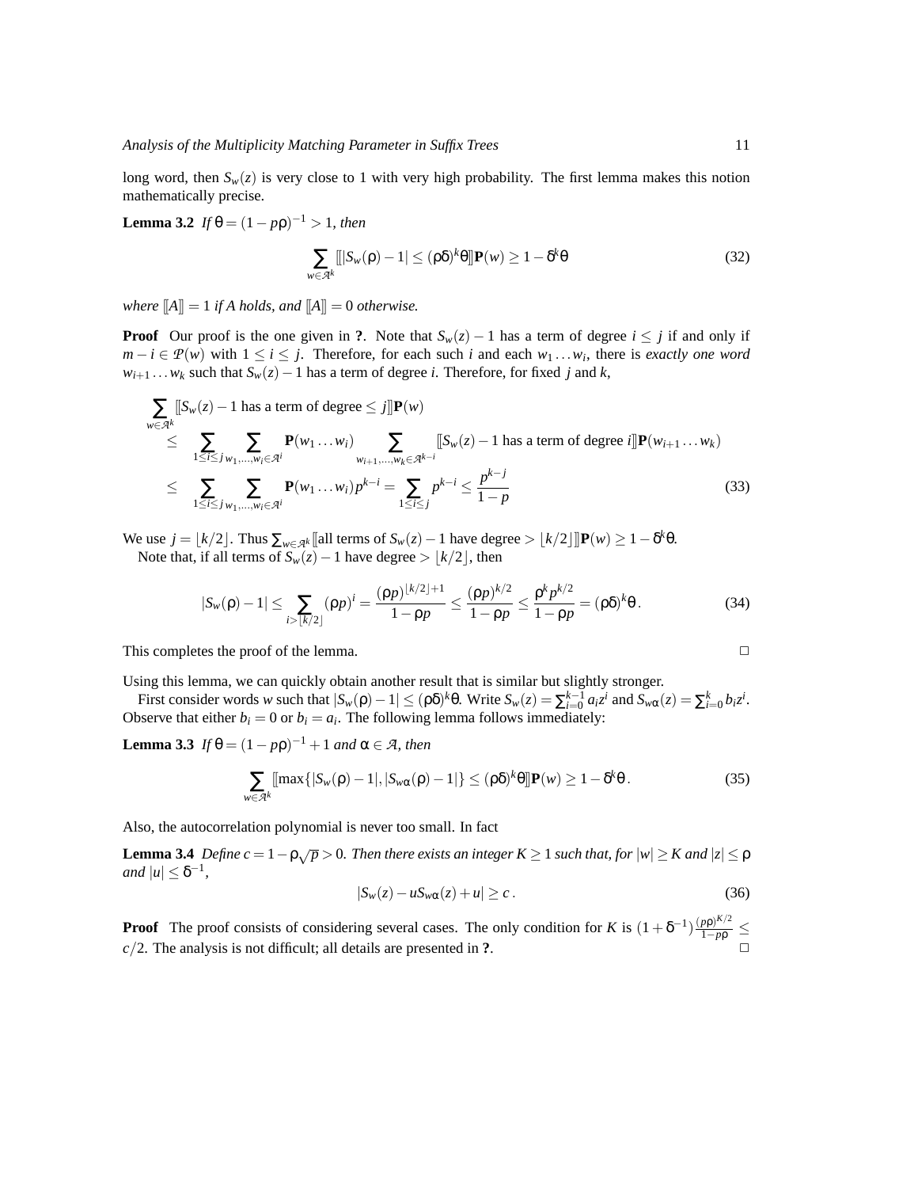long word, then $S_w(z)$ is very close to 1 with very high probability. The first lemma makes this notion mathematically precise.

**Lemma 3.2** *If $\theta = (1-p\rho)^{-1} > 1$, then*

$$\sum_{w\in\mathcal{A}^k} [\![ |S_w(\rho)-1| \le (\rho\delta)^k\theta ]\!] \mathbf{P}(w) \ge 1-\delta^k\theta \tag{32}$$

*where $[\![A]\!] = 1$ if $A$ holds, and $[\![A]\!] = 0$ otherwise.*

**Proof** Our proof is the one given in **?**. Note that $S_w(z)-1$ has a term of degree $i \le j$ if and only if $m-i \in \mathcal{P}(w)$ with $1 \le i \le j$. Therefore, for each such $i$ and each $w_1 \dots w_i$, there is *exactly one word* $w_{i+1}\dots w_k$ such that $S_w(z)-1$ has a term of degree $i$. Therefore, for fixed $j$ and $k$,

$$\begin{aligned}
&\sum_{w\in\mathcal{A}^k} [\![S_w(z)-1 \text{ has a term of degree} \le j]\!]\mathbf{P}(w) \\
&\le \sum_{1\le i\le j}\sum_{w_1,\dots,w_i\in\mathcal{A}^i} \mathbf{P}(w_1\dots w_i) \sum_{w_{i+1},\dots,w_k\in\mathcal{A}^{k-i}} [\![S_w(z)-1 \text{ has a term of degree } i]\!]\mathbf{P}(w_{i+1}\dots w_k) \\
&\le \sum_{1\le i\le j}\sum_{w_1,\dots,w_i\in\mathcal{A}^i} \mathbf{P}(w_1\dots w_i)p^{k-i} = \sum_{1\le i\le j} p^{k-i} \le \frac{p^{k-j}}{1-p}
\end{aligned} \tag{33}$$

We use $j = \lfloor k/2 \rfloor$. Thus $\sum_{w\in\mathcal{A}^k} [\![\text{all terms of } S_w(z)-1 \text{ have degree} > \lfloor k/2\rfloor]\!]\mathbf{P}(w) \ge 1-\delta^k\theta$.

Note that, if all terms of $S_w(z)-1$ have degree $> \lfloor k/2 \rfloor$, then

$$|S_w(\rho)-1| \le \sum_{i>\lfloor k/2\rfloor} (\rho p)^i = \frac{(\rho p)^{\lfloor k/2\rfloor+1}}{1-\rho p} \le \frac{(\rho p)^{k/2}}{1-\rho p} \le \frac{\rho^k p^{k/2}}{1-\rho p} = (\rho\delta)^k\theta\,. \tag{34}$$

This completes the proof of the lemma. □

Using this lemma, we can quickly obtain another result that is similar but slightly stronger.

First consider words $w$ such that $|S_w(\rho)-1| \le (\rho\delta)^k\theta$. Write $S_w(z) = \sum_{i=0}^{k-1} a_i z^i$ and $S_{w\alpha}(z) = \sum_{i=0}^{k} b_i z^i$. Observe that either $b_i = 0$ or $b_i = a_i$. The following lemma follows immediately:

**Lemma 3.3** *If $\theta = (1-p\rho)^{-1}+1$ and $\alpha \in \mathcal{A}$, then*

$$\sum_{w\in\mathcal{A}^k} [\![\max\{|S_w(\rho)-1|, |S_{w\alpha}(\rho)-1|\} \le (\rho\delta)^k\theta]\!]\mathbf{P}(w) \ge 1-\delta^k\theta\,. \tag{35}$$

Also, the autocorrelation polynomial is never too small. In fact

**Lemma 3.4** *Define $c = 1-\rho\sqrt{p} > 0$. Then there exists an integer $K \ge 1$ such that, for $|w| \ge K$ and $|z| \le \rho$ and $|u| \le \delta^{-1}$,*

$$|S_w(z) - uS_{w\alpha}(z) + u| \ge c\,. \tag{36}$$

**Proof** The proof consists of considering several cases. The only condition for $K$ is $(1+\delta^{-1})\frac{(p\rho)^{K/2}}{1-p\rho} \le c/2$. The analysis is not difficult; all details are presented in **?**. □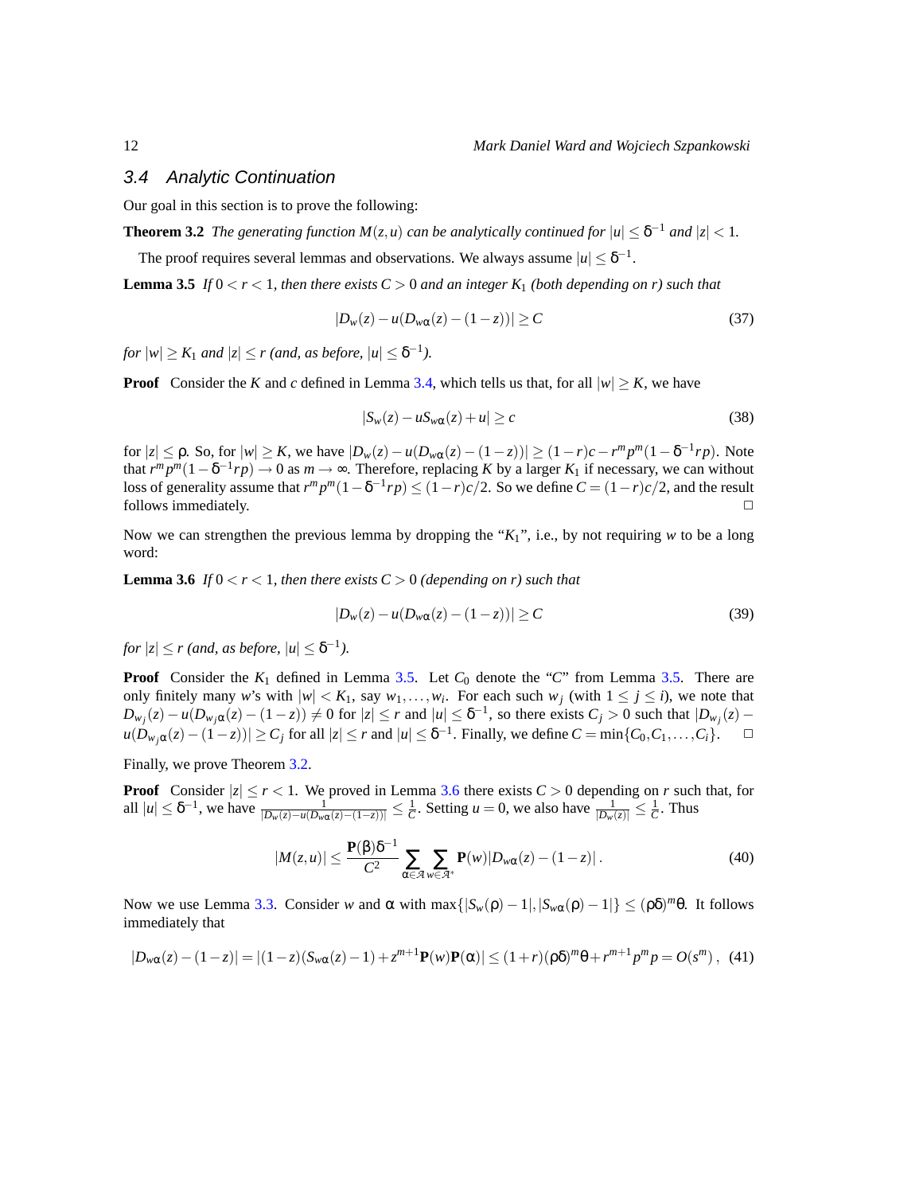### 3.4 Analytic Continuation

Our goal in this section is to prove the following:

**Theorem 3.2** *The generating function $M(z,u)$ can be analytically continued for $|u| \le \delta^{-1}$ and $|z| < 1$.*

The proof requires several lemmas and observations. We always assume $|u| \le \delta^{-1}$.

**Lemma 3.5** *If $0 < r < 1$, then there exists $C > 0$ and an integer $K_1$ (both depending on $r$) such that*

$$|D_w(z) - u(D_{w\alpha}(z) - (1-z))| \ge C \tag{37}$$

*for $|w| \ge K_1$ and $|z| \le r$ (and, as before, $|u| \le \delta^{-1}$).*

**Proof** Consider the $K$ and $c$ defined in Lemma 3.4, which tells us that, for all $|w| \ge K$, we have

$$|S_w(z) - uS_{w\alpha}(z) + u| \ge c \tag{38}$$

for $|z| \le \rho$. So, for $|w| \ge K$, we have $|D_w(z) - u(D_{w\alpha}(z) - (1-z))| \ge (1-r)c - r^m p^m (1 - \delta^{-1} rp)$. Note that $r^m p^m (1 - \delta^{-1} rp) \to 0$ as $m \to \infty$. Therefore, replacing $K$ by a larger $K_1$ if necessary, we can without loss of generality assume that $r^m p^m (1 - \delta^{-1} rp) \le (1-r)c/2$. So we define $C = (1-r)c/2$, and the result follows immediately. □

Now we can strengthen the previous lemma by dropping the "$K_1$", i.e., by not requiring $w$ to be a long word:

**Lemma 3.6** *If $0 < r < 1$, then there exists $C > 0$ (depending on $r$) such that*

$$|D_w(z) - u(D_{w\alpha}(z) - (1-z))| \ge C \tag{39}$$

*for $|z| \le r$ (and, as before, $|u| \le \delta^{-1}$).*

**Proof** Consider the $K_1$ defined in Lemma 3.5. Let $C_0$ denote the "$C$" from Lemma 3.5. There are only finitely many $w$'s with $|w| < K_1$, say $w_1, \ldots, w_i$. For each such $w_j$ (with $1 \le j \le i$), we note that $D_{w_j}(z) - u(D_{w_j\alpha}(z) - (1-z)) \ne 0$ for $|z| \le r$ and $|u| \le \delta^{-1}$, so there exists $C_j > 0$ such that $|D_{w_j}(z) - u(D_{w_j\alpha}(z) - (1-z))| \ge C_j$ for all $|z| \le r$ and $|u| \le \delta^{-1}$. Finally, we define $C = \min\{C_0, C_1, \ldots, C_i\}$. □

Finally, we prove Theorem 3.2.

**Proof** Consider $|z| \le r < 1$. We proved in Lemma 3.6 there exists $C > 0$ depending on $r$ such that, for all $|u| \le \delta^{-1}$, we have $\frac{1}{|D_w(z) - u(D_{w\alpha}(z) - (1-z))|} \le \frac{1}{C}$. Setting $u = 0$, we also have $\frac{1}{|D_w(z)|} \le \frac{1}{C}$. Thus

$$|M(z,u)| \le \frac{\mathbf{P}(\beta)\delta^{-1}}{C^2} \sum_{\alpha \in \mathcal{A}} \sum_{w \in \mathcal{A}^*} \mathbf{P}(w) |D_{w\alpha}(z) - (1-z)| \,. \tag{40}$$

Now we use Lemma 3.3. Consider $w$ and $\alpha$ with $\max\{|S_w(\rho) - 1|, |S_{w\alpha}(\rho) - 1|\} \le (\rho\delta)^m \theta$. It follows immediately that

$$|D_{w\alpha}(z) - (1-z)| = |(1-z)(S_{w\alpha}(z) - 1) + z^{m+1}\mathbf{P}(w)\mathbf{P}(\alpha)| \le (1+r)(\rho\delta)^m\theta + r^{m+1}p^m p = O(s^m)\,, \tag{41}$$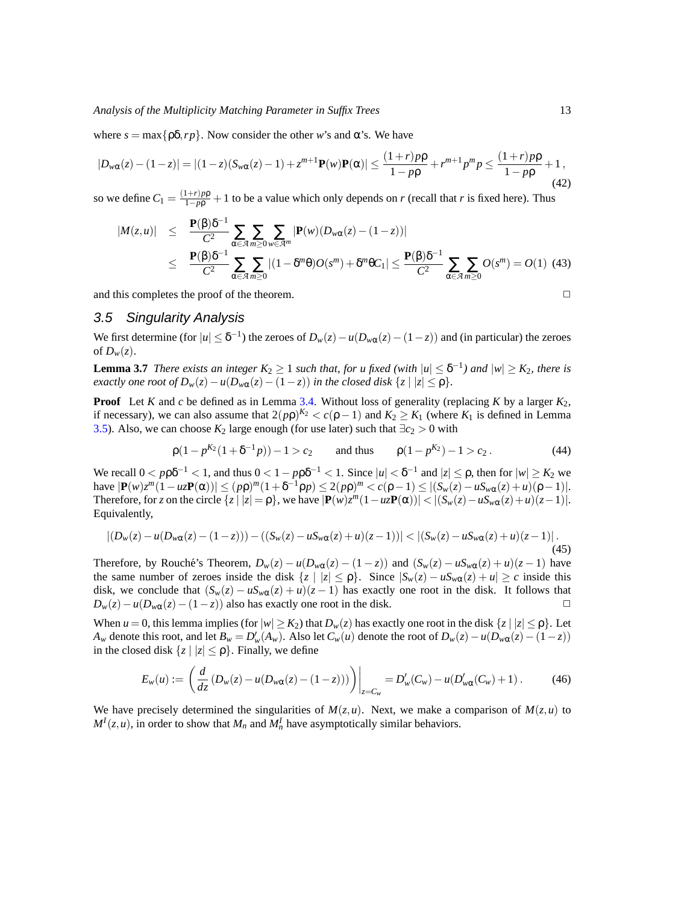where $s = \max\{\rho\delta, rp\}$. Now consider the other $w$'s and $\alpha$'s. We have

$$|D_{w\alpha}(z) - (1-z)| = |(1-z)(S_{w\alpha}(z) - 1) + z^{m+1}\mathbf{P}(w)\mathbf{P}(\alpha)| \leq \frac{(1+r)p\rho}{1-p\rho} + r^{m+1}p^m p \leq \frac{(1+r)p\rho}{1-p\rho} + 1\,, \tag{42}$$

so we define $C_1 = \frac{(1+r)p\rho}{1-p\rho} + 1$ to be a value which only depends on $r$ (recall that $r$ is fixed here). Thus

$$\begin{aligned}
|M(z,u)| &\leq \frac{\mathbf{P}(\beta)\delta^{-1}}{C^2} \sum_{\alpha \in \mathcal{A}} \sum_{m \geq 0} \sum_{w \in \mathcal{A}^m} |\mathbf{P}(w)(D_{w\alpha}(z) - (1-z))| \\
&\leq \frac{\mathbf{P}(\beta)\delta^{-1}}{C^2} \sum_{\alpha \in \mathcal{A}} \sum_{m \geq 0} |(1-\delta^m\theta)O(s^m) + \delta^m\theta C_1| \leq \frac{\mathbf{P}(\beta)\delta^{-1}}{C^2} \sum_{\alpha \in \mathcal{A}} \sum_{m \geq 0} O(s^m) = O(1) \quad (43)
\end{aligned}$$

and this completes the proof of the theorem. □

## 3.5 Singularity Analysis

We first determine (for $|u| \leq \delta^{-1}$) the zeroes of $D_w(z) - u(D_{w\alpha}(z) - (1-z))$ and (in particular) the zeroes of $D_w(z)$.

**Lemma 3.7** *There exists an integer $K_2 \geq 1$ such that, for $u$ fixed (with $|u| \leq \delta^{-1}$) and $|w| \geq K_2$, there is exactly one root of $D_w(z) - u(D_{w\alpha}(z) - (1-z))$ in the closed disk $\{z \mid |z| \leq \rho\}$.*

**Proof** Let $K$ and $c$ be defined as in Lemma 3.4. Without loss of generality (replacing $K$ by a larger $K_2$, if necessary), we can also assume that $2(p\rho)^{K_2} < c(\rho - 1)$ and $K_2 \geq K_1$ (where $K_1$ is defined in Lemma 3.5). Also, we can choose $K_2$ large enough (for use later) such that $\exists c_2 > 0$ with

$$\rho(1 - p^{K_2}(1 + \delta^{-1}p)) - 1 > c_2 \qquad \text{and thus} \qquad \rho(1 - p^{K_2}) - 1 > c_2\,. \tag{44}$$

We recall $0 < p\rho\delta^{-1} < 1$, and thus $0 < 1 - p\rho\delta^{-1} < 1$. Since $|u| < \delta^{-1}$ and $|z| \leq \rho$, then for $|w| \geq K_2$ we have $|\mathbf{P}(w)z^m(1 - uz\mathbf{P}(\alpha))| \leq (p\rho)^m(1 + \delta^{-1}\rho p) \leq 2(p\rho)^m < c(\rho - 1) \leq |(S_w(z) - uS_{w\alpha}(z) + u)(\rho - 1)|$. Therefore, for $z$ on the circle $\{z \mid |z| = \rho\}$, we have $|\mathbf{P}(w)z^m(1 - uz\mathbf{P}(\alpha))| < |(S_w(z) - uS_{w\alpha}(z) + u)(z - 1)|$. Equivalently,

$$|(D_w(z) - u(D_{w\alpha}(z) - (1-z))) - ((S_w(z) - uS_{w\alpha}(z) + u)(z-1))| < |(S_w(z) - uS_{w\alpha}(z) + u)(z-1)|\,. \tag{45}$$

Therefore, by Rouché's Theorem, $D_w(z) - u(D_{w\alpha}(z) - (1-z))$ and $(S_w(z) - uS_{w\alpha}(z) + u)(z-1)$ have the same number of zeroes inside the disk $\{z \mid |z| \leq \rho\}$. Since $|S_w(z) - uS_{w\alpha}(z) + u| \geq c$ inside this disk, we conclude that $(S_w(z) - uS_{w\alpha}(z) + u)(z-1)$ has exactly one root in the disk. It follows that $D_w(z) - u(D_{w\alpha}(z) - (1-z))$ also has exactly one root in the disk. □

When $u = 0$, this lemma implies (for $|w| \geq K_2$) that $D_w(z)$ has exactly one root in the disk $\{z \mid |z| \leq \rho\}$. Let $A_w$ denote this root, and let $B_w = D'_w(A_w)$. Also let $C_w(u)$ denote the root of $D_w(z) - u(D_{w\alpha}(z) - (1-z))$ in the closed disk $\{z \mid |z| \leq \rho\}$. Finally, we define

$$E_w(u) := \left( \frac{d}{dz}(D_w(z) - u(D_{w\alpha}(z) - (1-z))) \right)\bigg|_{z=C_w} = D'_w(C_w) - u(D'_{w\alpha}(C_w) + 1)\,. \tag{46}$$

We have precisely determined the singularities of $M(z,u)$. Next, we make a comparison of $M(z,u)$ to $M^I(z,u)$, in order to show that $M_n$ and $M_n^I$ have asymptotically similar behaviors.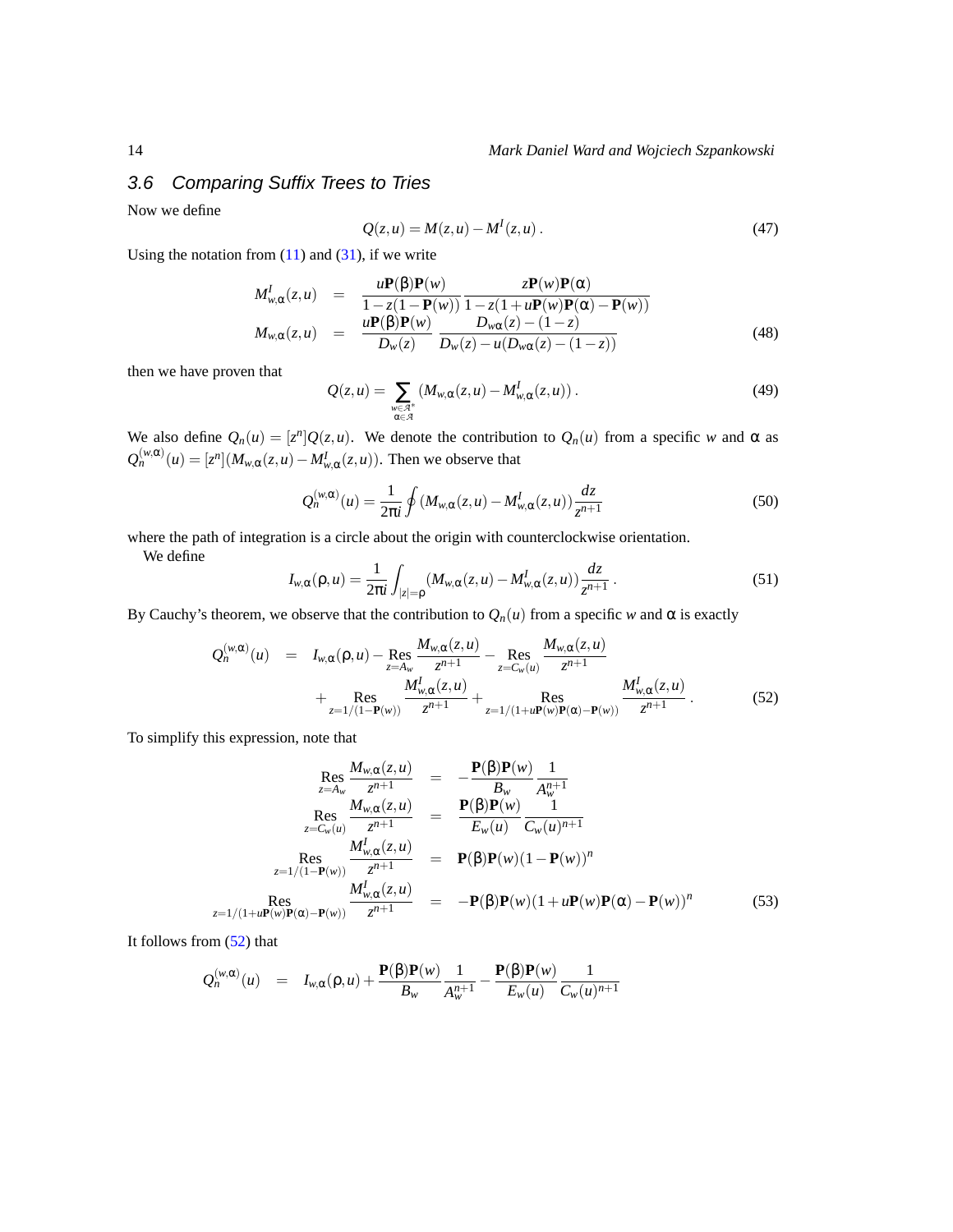### 3.6 Comparing Suffix Trees to Tries

Now we define

$$Q(z,u) = M(z,u) - M^I(z,u)\,. \tag{47}$$

Using the notation from (11) and (31), if we write

$$\begin{aligned}
M^I_{w,\alpha}(z,u) &= \frac{u\mathbf{P}(\beta)\mathbf{P}(w)}{1-z(1-\mathbf{P}(w))}\,\frac{z\mathbf{P}(w)\mathbf{P}(\alpha)}{1-z(1+u\mathbf{P}(w)\mathbf{P}(\alpha)-\mathbf{P}(w))}\\
M_{w,\alpha}(z,u) &= \frac{u\mathbf{P}(\beta)\mathbf{P}(w)}{D_w(z)}\,\frac{D_{w\alpha}(z)-(1-z)}{D_w(z)-u(D_{w\alpha}(z)-(1-z))}
\end{aligned} \tag{48}$$

then we have proven that

$$Q(z,u) = \sum_{\substack{w\in\mathcal{A}^*\\ \alpha\in\mathcal{A}}} \left(M_{w,\alpha}(z,u) - M^I_{w,\alpha}(z,u)\right). \tag{49}$$

We also define $Q_n(u) = [z^n]Q(z,u)$. We denote the contribution to $Q_n(u)$ from a specific $w$ and $\alpha$ as $Q_n^{(w,\alpha)}(u) = [z^n](M_{w,\alpha}(z,u) - M^I_{w,\alpha}(z,u))$. Then we observe that

$$Q_n^{(w,\alpha)}(u) = \frac{1}{2\pi i}\oint \left(M_{w,\alpha}(z,u) - M^I_{w,\alpha}(z,u)\right)\frac{dz}{z^{n+1}} \tag{50}$$

where the path of integration is a circle about the origin with counterclockwise orientation.

We define

$$I_{w,\alpha}(\rho,u) = \frac{1}{2\pi i}\int_{|z|=\rho} \left(M_{w,\alpha}(z,u) - M^I_{w,\alpha}(z,u)\right)\frac{dz}{z^{n+1}}\,. \tag{51}$$

By Cauchy's theorem, we observe that the contribution to $Q_n(u)$ from a specific $w$ and $\alpha$ is exactly

$$\begin{aligned}
Q_n^{(w,\alpha)}(u) &= I_{w,\alpha}(\rho,u) - \operatorname*{Res}_{z=A_w}\frac{M_{w,\alpha}(z,u)}{z^{n+1}} - \operatorname*{Res}_{z=C_w(u)}\frac{M_{w,\alpha}(z,u)}{z^{n+1}}\\
&\quad + \operatorname*{Res}_{z=1/(1-\mathbf{P}(w))}\frac{M^I_{w,\alpha}(z,u)}{z^{n+1}} + \operatorname*{Res}_{z=1/(1+u\mathbf{P}(w)\mathbf{P}(\alpha)-\mathbf{P}(w))}\frac{M^I_{w,\alpha}(z,u)}{z^{n+1}}\,.
\end{aligned} \tag{52}$$

To simplify this expression, note that

$$\begin{aligned}
\operatorname*{Res}_{z=A_w}\frac{M_{w,\alpha}(z,u)}{z^{n+1}} &= -\frac{\mathbf{P}(\beta)\mathbf{P}(w)}{B_w}\frac{1}{A_w^{n+1}}\\
\operatorname*{Res}_{z=C_w(u)}\frac{M_{w,\alpha}(z,u)}{z^{n+1}} &= \frac{\mathbf{P}(\beta)\mathbf{P}(w)}{E_w(u)}\frac{1}{C_w(u)^{n+1}}\\
\operatorname*{Res}_{z=1/(1-\mathbf{P}(w))}\frac{M^I_{w,\alpha}(z,u)}{z^{n+1}} &= \mathbf{P}(\beta)\mathbf{P}(w)(1-\mathbf{P}(w))^n\\
\operatorname*{Res}_{z=1/(1+u\mathbf{P}(w)\mathbf{P}(\alpha)-\mathbf{P}(w))}\frac{M^I_{w,\alpha}(z,u)}{z^{n+1}} &= -\mathbf{P}(\beta)\mathbf{P}(w)(1+u\mathbf{P}(w)\mathbf{P}(\alpha)-\mathbf{P}(w))^n
\end{aligned} \tag{53}$$

It follows from (52) that

$$Q_n^{(w,\alpha)}(u) = I_{w,\alpha}(\rho,u) + \frac{\mathbf{P}(\beta)\mathbf{P}(w)}{B_w}\frac{1}{A_w^{n+1}} - \frac{\mathbf{P}(\beta)\mathbf{P}(w)}{E_w(u)}\frac{1}{C_w(u)^{n+1}}$$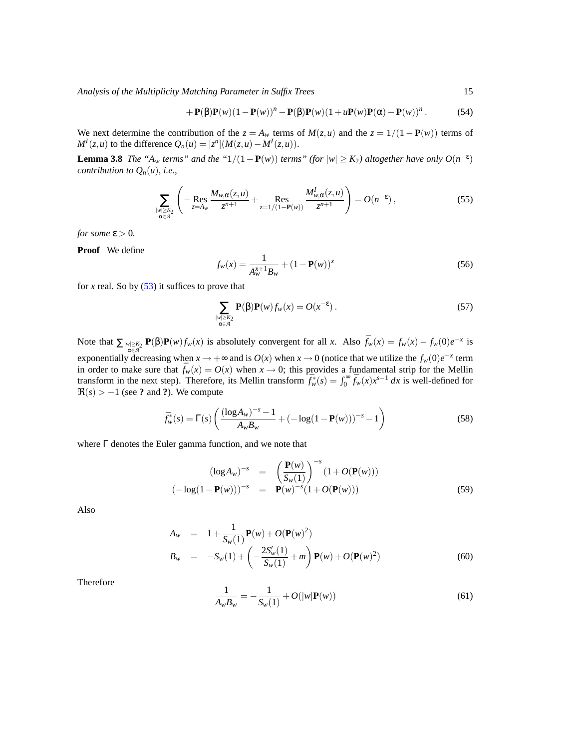$$+\mathbf{P}(\beta)\mathbf{P}(w)(1-\mathbf{P}(w))^n - \mathbf{P}(\beta)\mathbf{P}(w)(1+u\mathbf{P}(w)\mathbf{P}(\alpha)-\mathbf{P}(w))^n\,. \tag{54}$$

We next determine the contribution of the $z = A_w$ terms of $M(z,u)$ and the $z = 1/(1-\mathbf{P}(w))$ terms of $M^I(z,u)$ to the difference $Q_n(u) = [z^n](M(z,u) - M^I(z,u))$.

**Lemma 3.8** *The "$A_w$ terms" and the "$1/(1-\mathbf{P}(w))$ terms" (for $|w| \geq K_2$) altogether have only $O(n^{-\varepsilon})$ contribution to $Q_n(u)$, i.e.,*

$$\sum_{\substack{|w|\geq K_2\\ \alpha\in\mathcal{A}}} \left( -\operatorname*{Res}_{z=A_w} \frac{M_{w,\alpha}(z,u)}{z^{n+1}} + \operatorname*{Res}_{z=1/(1-\mathbf{P}(w))} \frac{M^I_{w,\alpha}(z,u)}{z^{n+1}} \right) = O(n^{-\varepsilon})\,, \tag{55}$$

*for some $\varepsilon > 0$.*

**Proof** We define

$$f_w(x) = \frac{1}{A_w^{x+1} B_w} + (1-\mathbf{P}(w))^x \tag{56}$$

for $x$ real. So by (53) it suffices to prove that

$$\sum_{\substack{|w|\geq K_2\\ \alpha\in\mathcal{A}}} \mathbf{P}(\beta)\mathbf{P}(w) f_w(x) = O(x^{-\varepsilon})\,. \tag{57}$$

Note that $\sum_{\substack{|w|\geq K_2\\ \alpha\in\mathcal{A}}} \mathbf{P}(\beta)\mathbf{P}(w) f_w(x)$ is absolutely convergent for all $x$. Also $\bar{f}_w(x) = f_w(x) - f_w(0)e^{-x}$ is exponentially decreasing when $x \to +\infty$ and is $O(x)$ when $x \to 0$ (notice that we utilize the $f_w(0)e^{-x}$ term in order to make sure that $\bar{f}_w(x) = O(x)$ when $x \to 0$; this provides a fundamental strip for the Mellin transform in the next step). Therefore, its Mellin transform $\bar{f}_w^*(s) = \int_0^\infty \bar{f}_w(x) x^{s-1}\,dx$ is well-defined for $\Re(s) > -1$ (see **?** and **?**). We compute

$$\bar{f}_w^*(s) = \Gamma(s)\left( \frac{(\log A_w)^{-s} - 1}{A_w B_w} + (-\log(1-\mathbf{P}(w)))^{-s} - 1 \right) \tag{58}$$

where $\Gamma$ denotes the Euler gamma function, and we note that

$$\begin{aligned}
(\log A_w)^{-s} &= \left(\frac{\mathbf{P}(w)}{S_w(1)}\right)^{-s} (1 + O(\mathbf{P}(w))) \\
(-\log(1-\mathbf{P}(w)))^{-s} &= \mathbf{P}(w)^{-s}(1 + O(\mathbf{P}(w)))
\end{aligned} \tag{59}$$

Also

$$\begin{aligned}
A_w &= 1 + \frac{1}{S_w(1)}\mathbf{P}(w) + O(\mathbf{P}(w)^2) \\
B_w &= -S_w(1) + \left( -\frac{2S'_w(1)}{S_w(1)} + m \right)\mathbf{P}(w) + O(\mathbf{P}(w)^2)
\end{aligned} \tag{60}$$

Therefore

$$\frac{1}{A_w B_w} = -\frac{1}{S_w(1)} + O(|w|\mathbf{P}(w)) \tag{61}$$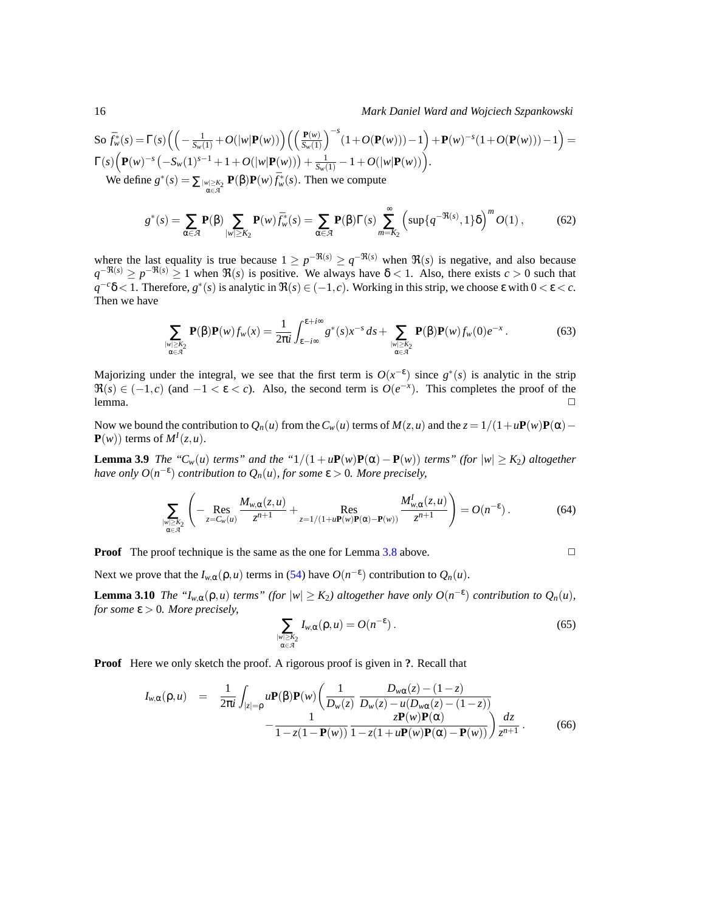So $\bar{f}_w^*(s) = \Gamma(s)\Big(\Big(-\frac{1}{S_w(1)} + O(|w|\mathbf{P}(w))\Big)\Big(\Big(\frac{\mathbf{P}(w)}{S_w(1)}\Big)^{-s}(1+O(\mathbf{P}(w)))-1\Big) + \mathbf{P}(w)^{-s}(1+O(\mathbf{P}(w)))-1\Big) = \Gamma(s)\Big(\mathbf{P}(w)^{-s}\big(-S_w(1)^{s-1}+1+O(|w|\mathbf{P}(w))\big) + \frac{1}{S_w(1)} - 1 + O(|w|\mathbf{P}(w))\Big)$.

We define $g^*(s) = \sum_{\substack{|w|\geq K_2 \\ \alpha\in\mathcal{A}}} \mathbf{P}(\beta)\mathbf{P}(w)\bar{f}_w^*(s)$. Then we compute

$$g^*(s) = \sum_{\alpha\in\mathcal{A}} \mathbf{P}(\beta) \sum_{|w|\geq K_2} \mathbf{P}(w)\bar{f}_w^*(s) = \sum_{\alpha\in\mathcal{A}} \mathbf{P}(\beta)\Gamma(s)\sum_{m=K_2}^{\infty}\Big(\sup\{q^{-\Re(s)},1\}\delta\Big)^m O(1)\,, \tag{62}$$

where the last equality is true because $1 \geq p^{-\Re(s)} \geq q^{-\Re(s)}$ when $\Re(s)$ is negative, and also because $q^{-\Re(s)} \geq p^{-\Re(s)} \geq 1$ when $\Re(s)$ is positive. We always have $\delta < 1$. Also, there exists $c > 0$ such that $q^{-c}\delta < 1$. Therefore, $g^*(s)$ is analytic in $\Re(s) \in (-1, c)$. Working in this strip, we choose $\varepsilon$ with $0 < \varepsilon < c$. Then we have

$$\sum_{\substack{|w|\geq K_2 \\ \alpha\in\mathcal{A}}} \mathbf{P}(\beta)\mathbf{P}(w)f_w(x) = \frac{1}{2\pi i}\int_{\varepsilon-i\infty}^{\varepsilon+i\infty} g^*(s)x^{-s}\,ds + \sum_{\substack{|w|\geq K_2 \\ \alpha\in\mathcal{A}}} \mathbf{P}(\beta)\mathbf{P}(w)f_w(0)e^{-x}\,. \tag{63}$$

Majorizing under the integral, we see that the first term is $O(x^{-\varepsilon})$ since $g^*(s)$ is analytic in the strip $\Re(s) \in (-1, c)$ (and $-1 < \varepsilon < c$). Also, the second term is $O(e^{-x})$. This completes the proof of the lemma. □

Now we bound the contribution to $Q_n(u)$ from the $C_w(u)$ terms of $M(z,u)$ and the $z = 1/(1+u\mathbf{P}(w)\mathbf{P}(\alpha) - \mathbf{P}(w))$ terms of $M^I(z,u)$.

**Lemma 3.9** *The "$C_w(u)$ terms" and the "$1/(1+u\mathbf{P}(w)\mathbf{P}(\alpha)-\mathbf{P}(w))$ terms" (for $|w| \geq K_2$) altogether have only $O(n^{-\varepsilon})$ contribution to $Q_n(u)$, for some $\varepsilon > 0$. More precisely,*

$$\sum_{\substack{|w|\geq K_2 \\ \alpha\in\mathcal{A}}} \left( -\operatorname*{Res}_{z=C_w(u)} \frac{M_{w,\alpha}(z,u)}{z^{n+1}} + \operatorname*{Res}_{z=1/(1+u\mathbf{P}(w)\mathbf{P}(\alpha)-\mathbf{P}(w))} \frac{M^I_{w,\alpha}(z,u)}{z^{n+1}} \right) = O(n^{-\varepsilon})\,. \tag{64}$$

**Proof** The proof technique is the same as the one for Lemma 3.8 above. □

Next we prove that the $I_{w,\alpha}(\rho,u)$ terms in (54) have $O(n^{-\varepsilon})$ contribution to $Q_n(u)$.

**Lemma 3.10** *The "$I_{w,\alpha}(\rho,u)$ terms" (for $|w| \geq K_2$) altogether have only $O(n^{-\varepsilon})$ contribution to $Q_n(u)$, for some $\varepsilon > 0$. More precisely,*

$$\sum_{\substack{|w|\geq K_2 \\ \alpha\in\mathcal{A}}} I_{w,\alpha}(\rho,u) = O(n^{-\varepsilon})\,. \tag{65}$$

**Proof** Here we only sketch the proof. A rigorous proof is given in **?**. Recall that

$$\begin{aligned} I_{w,\alpha}(\rho,u) \;=\; \frac{1}{2\pi i}\int_{|z|=\rho} u\mathbf{P}(\beta)\mathbf{P}(w)\bigg(&\frac{1}{D_w(z)}\,\frac{D_{w\alpha}(z)-(1-z)}{D_w(z)-u(D_{w\alpha}(z)-(1-z))} \\ &-\frac{1}{1-z(1-\mathbf{P}(w))}\,\frac{z\mathbf{P}(w)\mathbf{P}(\alpha)}{1-z(1+u\mathbf{P}(w)\mathbf{P}(\alpha)-\mathbf{P}(w))}\bigg)\frac{dz}{z^{n+1}}\,. \end{aligned} \tag{66}$$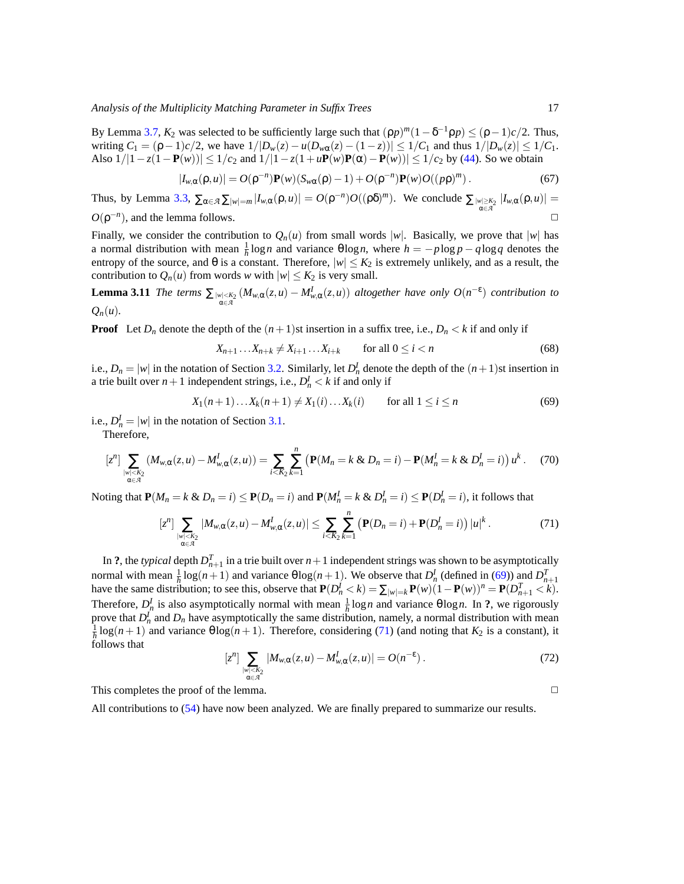By Lemma 3.7, $K_2$ was selected to be sufficiently large such that $(\rho p)^m(1-\delta^{-1}\rho p) \le (\rho-1)c/2$. Thus, writing $C_1 = (\rho-1)c/2$, we have $1/|D_w(z) - u(D_{w\alpha}(z) - (1-z))| \le 1/C_1$ and thus $1/|D_w(z)| \le 1/C_1$. Also $1/|1 - z(1-\mathbf{P}(w))| \le 1/c_2$ and $1/|1 - z(1 + u\mathbf{P}(w)\mathbf{P}(\alpha) - \mathbf{P}(w))| \le 1/c_2$ by (44). So we obtain

$$|I_{w,\alpha}(\rho,u)| = O(\rho^{-n})\mathbf{P}(w)(S_{w\alpha}(\rho)-1) + O(\rho^{-n})\mathbf{P}(w)O((p\rho)^m)\,. \tag{67}$$

Thus, by Lemma 3.3, $\sum_{\alpha\in\mathcal{A}}\sum_{|w|=m}|I_{w,\alpha}(\rho,u)| = O(\rho^{-n})O((\rho\delta)^m)$. We conclude $\sum_{\substack{|w|\ge K_2\\ \alpha\in\mathcal{A}}}|I_{w,\alpha}(\rho,u)| = O(\rho^{-n})$, and the lemma follows. □

Finally, we consider the contribution to $Q_n(u)$ from small words $|w|$. Basically, we prove that $|w|$ has a normal distribution with mean $\frac{1}{h}\log n$ and variance $\theta\log n$, where $h = -p\log p - q\log q$ denotes the entropy of the source, and $\theta$ is a constant. Therefore, $|w| \le K_2$ is extremely unlikely, and as a result, the contribution to $Q_n(u)$ from words $w$ with $|w| \le K_2$ is very small.

**Lemma 3.11** *The terms* $\sum_{\substack{|w|<K_2\\ \alpha\in\mathcal{A}}}(M_{w,\alpha}(z,u) - M^I_{w,\alpha}(z,u))$ *altogether have only* $O(n^{-\varepsilon})$ *contribution to* $Q_n(u)$.

**Proof** Let $D_n$ denote the depth of the $(n+1)$st insertion in a suffix tree, i.e., $D_n < k$ if and only if

$$X_{n+1}\ldots X_{n+k} \ne X_{i+1}\ldots X_{i+k} \qquad \text{for all } 0 \le i < n \tag{68}$$

i.e., $D_n = |w|$ in the notation of Section 3.2. Similarly, let $D^I_n$ denote the depth of the $(n+1)$st insertion in a trie built over $n+1$ independent strings, i.e., $D^I_n < k$ if and only if

$$X_1(n+1)\ldots X_k(n+1) \ne X_1(i)\ldots X_k(i) \qquad \text{for all } 1 \le i \le n \tag{69}$$

i.e., $D^I_n = |w|$ in the notation of Section 3.1.

Therefore,

$$[z^n]\sum_{\substack{|w|<K_2\\ \alpha\in\mathcal{A}}}(M_{w,\alpha}(z,u) - M^I_{w,\alpha}(z,u)) = \sum_{i<K_2}\sum_{k=1}^{n}\left(\mathbf{P}(M_n = k\ \&\ D_n = i) - \mathbf{P}(M^I_n = k\ \&\ D^I_n = i)\right)u^k\,. \tag{70}$$

Noting that $\mathbf{P}(M_n = k\ \&\ D_n = i) \le \mathbf{P}(D_n = i)$ and $\mathbf{P}(M^I_n = k\ \&\ D^I_n = i) \le \mathbf{P}(D^I_n = i)$, it follows that

$$[z^n]\sum_{\substack{|w|<K_2\\ \alpha\in\mathcal{A}}}|M_{w,\alpha}(z,u) - M^I_{w,\alpha}(z,u)| \le \sum_{i<K_2}\sum_{k=1}^{n}\left(\mathbf{P}(D_n = i) + \mathbf{P}(D^I_n = i)\right)|u|^k\,. \tag{71}$$

In **?**, the *typical* depth $D^T_{n+1}$ in a trie built over $n+1$ independent strings was shown to be asymptotically normal with mean $\frac{1}{h}\log(n+1)$ and variance $\theta\log(n+1)$. We observe that $D^I_n$ (defined in (69)) and $D^T_{n+1}$ have the same distribution; to see this, observe that $\mathbf{P}(D^I_n < k) = \sum_{|w|=k}\mathbf{P}(w)(1-\mathbf{P}(w))^n = \mathbf{P}(D^T_{n+1} < k)$. Therefore, $D^I_n$ is also asymptotically normal with mean $\frac{1}{h}\log n$ and variance $\theta\log n$. In **?**, we rigorously prove that $D^I_n$ and $D_n$ have asymptotically the same distribution, namely, a normal distribution with mean $\frac{1}{h}\log(n+1)$ and variance $\theta\log(n+1)$. Therefore, considering (71) (and noting that $K_2$ is a constant), it follows that

$$[z^n]\sum_{\substack{|w|<K_2\\ \alpha\in\mathcal{A}}}|M_{w,\alpha}(z,u) - M^I_{w,\alpha}(z,u)| = O(n^{-\varepsilon})\,. \tag{72}$$

This completes the proof of the lemma. □

All contributions to (54) have now been analyzed. We are finally prepared to summarize our results.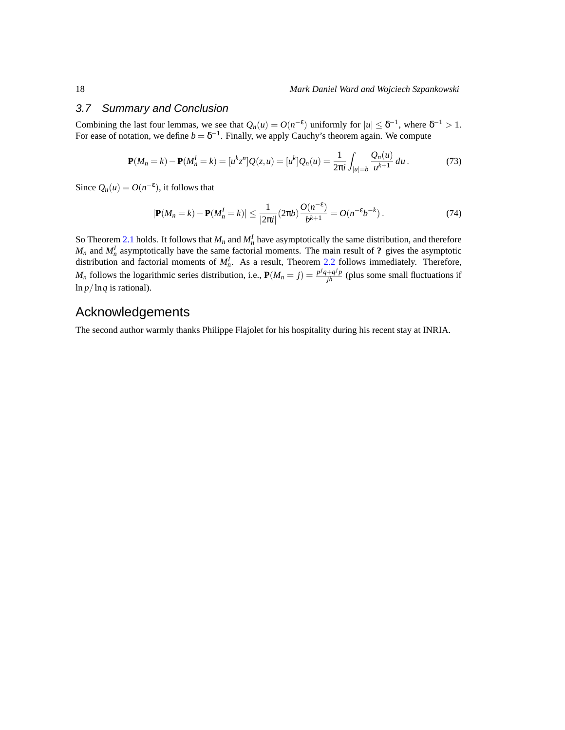### 3.7 Summary and Conclusion

Combining the last four lemmas, we see that $Q_n(u) = O(n^{-\varepsilon})$ uniformly for $|u| \le \delta^{-1}$, where $\delta^{-1} > 1$. For ease of notation, we define $b = \delta^{-1}$. Finally, we apply Cauchy's theorem again. We compute

$$\mathbf{P}(M_n = k) - \mathbf{P}(M_n^I = k) = [u^k z^n]Q(z,u) = [u^k]Q_n(u) = \frac{1}{2\pi i}\int_{|u|=b} \frac{Q_n(u)}{u^{k+1}}\, du\,. \tag{73}$$

Since $Q_n(u) = O(n^{-\varepsilon})$, it follows that

$$|\mathbf{P}(M_n = k) - \mathbf{P}(M_n^I = k)| \le \frac{1}{|2\pi i|}(2\pi b)\frac{O(n^{-\varepsilon})}{b^{k+1}} = O(n^{-\varepsilon} b^{-k})\,. \tag{74}$$

So Theorem 2.1 holds. It follows that $M_n$ and $M_n^I$ have asymptotically the same distribution, and therefore $M_n$ and $M_n^I$ asymptotically have the same factorial moments. The main result of **?** gives the asymptotic distribution and factorial moments of $M_n^I$. As a result, Theorem 2.2 follows immediately. Therefore, $M_n$ follows the logarithmic series distribution, i.e., $\mathbf{P}(M_n = j) = \frac{p^j q + q^j p}{jh}$ (plus some small fluctuations if $\ln p / \ln q$ is rational).

## Acknowledgements

The second author warmly thanks Philippe Flajolet for his hospitality during his recent stay at INRIA.